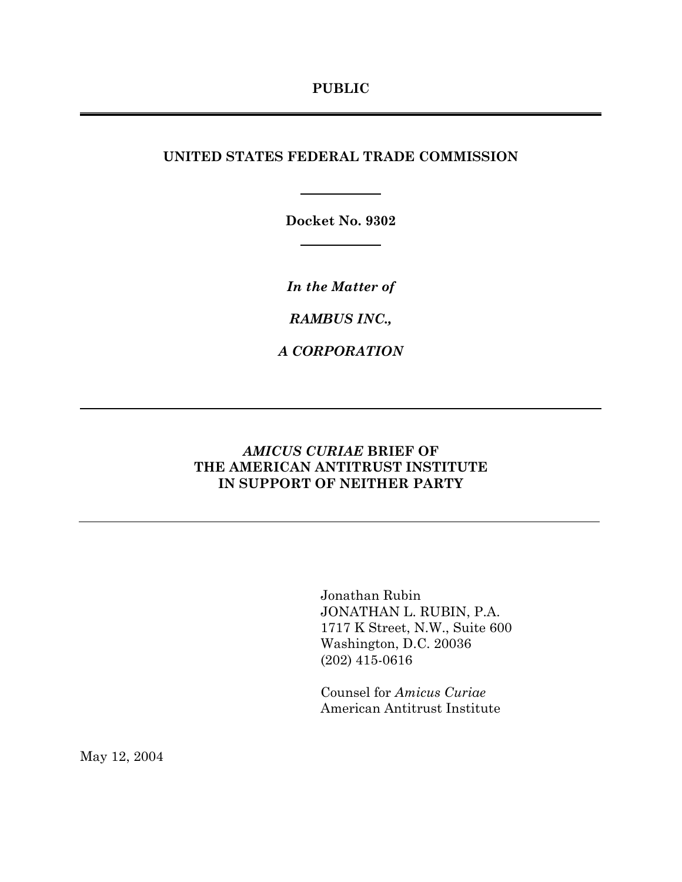**PUBLIC**

---

**UNITED STATES FEDERAL TRADE COMMISSION**

**Docket No. 9302**

***In the Matter of***

***RAMBUS INC.,***

***A CORPORATION***

---

***AMICUS CURIAE* BRIEF OF**
**THE AMERICAN ANTITRUST INSTITUTE**
**IN SUPPORT OF NEITHER PARTY**

---

Jonathan Rubin
JONATHAN L. RUBIN, P.A.
1717 K Street, N.W., Suite 600
Washington, D.C. 20036
(202) 415-0616

Counsel for *Amicus Curiae*
American Antitrust Institute

May 12, 2004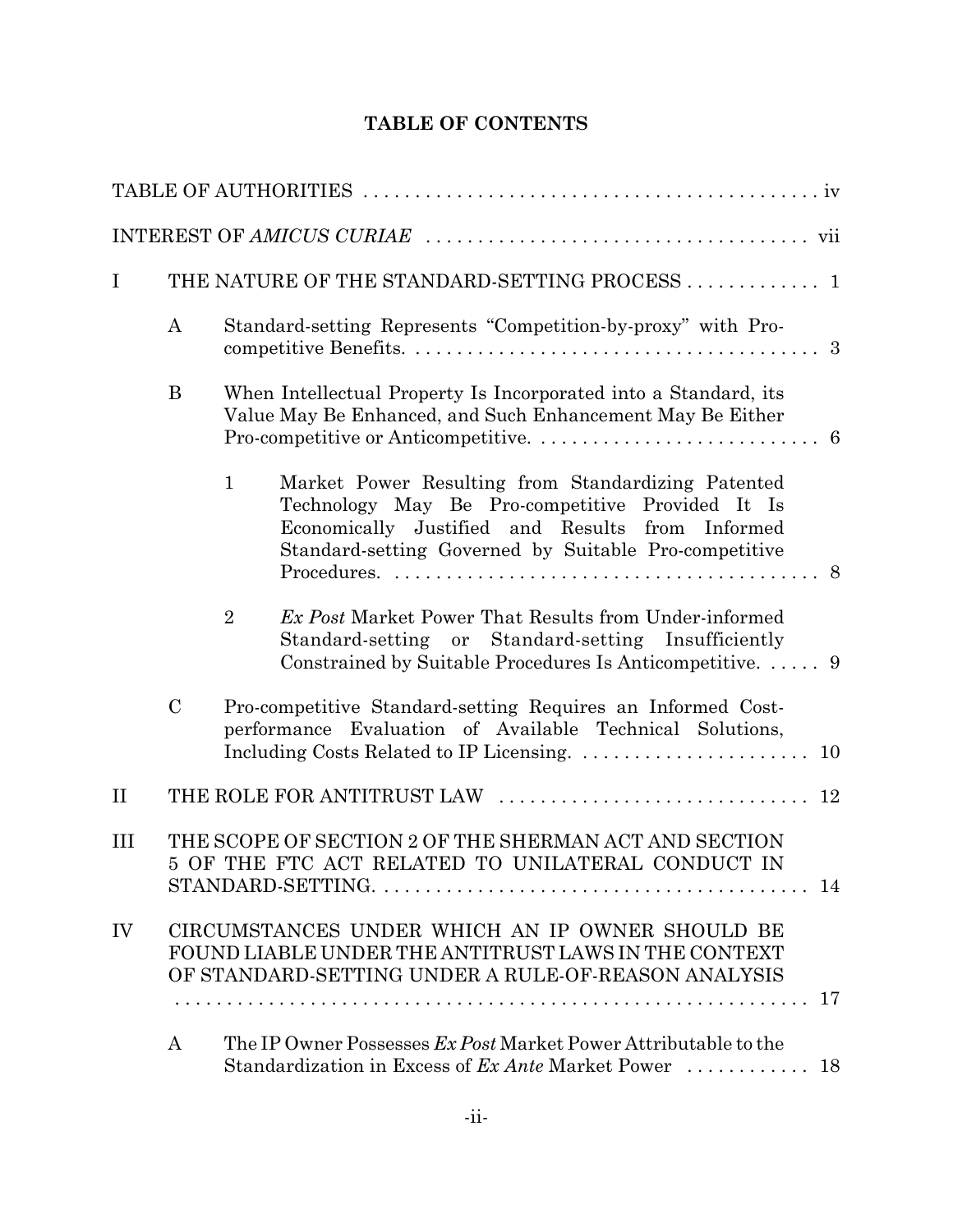**TABLE OF CONTENTS**

TABLE OF AUTHORITIES . . . . . . . . . . . . . . . . . . . . . . . . . . . . . . . . . . . . . . . . . . . . . iv

INTEREST OF *AMICUS CURIAE* . . . . . . . . . . . . . . . . . . . . . . . . . . . . . . . . . . . . vii

I THE NATURE OF THE STANDARD-SETTING PROCESS . . . . . . . . . . . . . 1

- A Standard-setting Represents "Competition-by-proxy" with Pro-competitive Benefits. . . . . . . . . . . . . . . . . . . . . . . . . . . . . . . . . . . . . . . . 3
- B When Intellectual Property Is Incorporated into a Standard, its Value May Be Enhanced, and Such Enhancement May Be Either Pro-competitive or Anticompetitive. . . . . . . . . . . . . . . . . . . . . . . . . . . . 6
  - 1 Market Power Resulting from Standardizing Patented Technology May Be Pro-competitive Provided It Is Economically Justified and Results from Informed Standard-setting Governed by Suitable Pro-competitive Procedures. . . . . . . . . . . . . . . . . . . . . . . . . . . . . . . . . . . . . . . . . . 8
  - 2 *Ex Post* Market Power That Results from Under-informed Standard-setting or Standard-setting Insufficiently Constrained by Suitable Procedures Is Anticompetitive. . . . . . 9
- C Pro-competitive Standard-setting Requires an Informed Cost-performance Evaluation of Available Technical Solutions, Including Costs Related to IP Licensing. . . . . . . . . . . . . . . . . . . . . . . 10

II THE ROLE FOR ANTITRUST LAW . . . . . . . . . . . . . . . . . . . . . . . . . . . . . . 12

III THE SCOPE OF SECTION 2 OF THE SHERMAN ACT AND SECTION 5 OF THE FTC ACT RELATED TO UNILATERAL CONDUCT IN STANDARD-SETTING. . . . . . . . . . . . . . . . . . . . . . . . . . . . . . . . . . . . . . . . . . 14

IV CIRCUMSTANCES UNDER WHICH AN IP OWNER SHOULD BE FOUND LIABLE UNDER THE ANTITRUST LAWS IN THE CONTEXT OF STANDARD-SETTING UNDER A RULE-OF-REASON ANALYSIS . . . . . . . . . . . . . . . . . . . . . . . . . . . . . . . . . . . . . . . . . . . . . . . . . . . . . . . . . 17

- A The IP Owner Possesses *Ex Post* Market Power Attributable to the Standardization in Excess of *Ex Ante* Market Power . . . . . . . . . . . . 18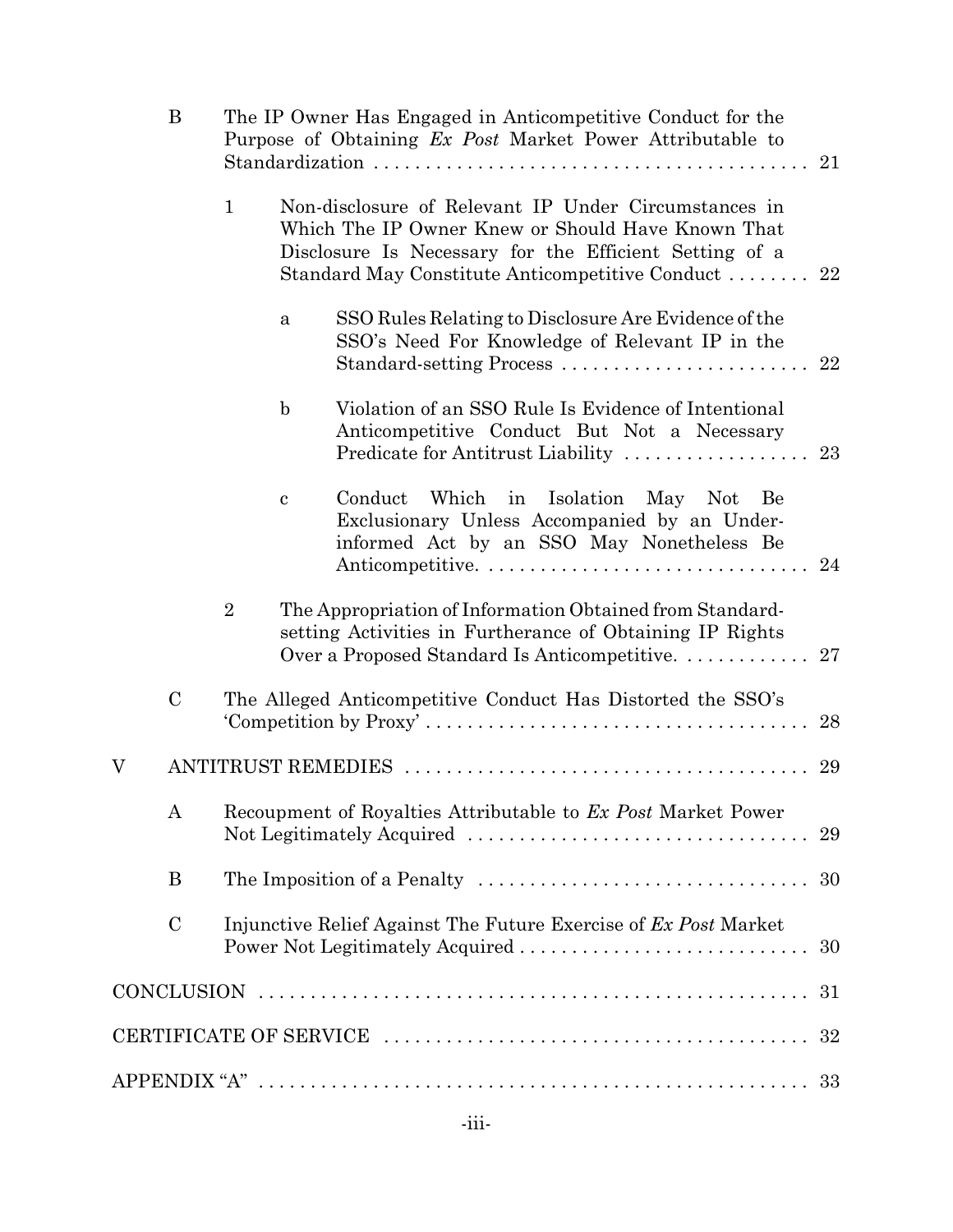- B The IP Owner Has Engaged in Anticompetitive Conduct for the Purpose of Obtaining *Ex Post* Market Power Attributable to Standardization . . . . . . . . . . . . . . . . . . . . . . . . . . . . . . . . . . . . . . . . . . 21
  - 1 Non-disclosure of Relevant IP Under Circumstances in Which The IP Owner Knew or Should Have Known That Disclosure Is Necessary for the Efficient Setting of a Standard May Constitute Anticompetitive Conduct . . . . . . . . 22
    - a SSO Rules Relating to Disclosure Are Evidence of the SSO's Need For Knowledge of Relevant IP in the Standard-setting Process . . . . . . . . . . . . . . . . . . . . . . . . . 22
    - b Violation of an SSO Rule Is Evidence of Intentional Anticompetitive Conduct But Not a Necessary Predicate for Antitrust Liability . . . . . . . . . . . . . . . . . . 23
    - c Conduct Which in Isolation May Not Be Exclusionary Unless Accompanied by an Under-informed Act by an SSO May Nonetheless Be Anticompetitive. . . . . . . . . . . . . . . . . . . . . . . . . . . . . . . 24
  - 2 The Appropriation of Information Obtained from Standard-setting Activities in Furtherance of Obtaining IP Rights Over a Proposed Standard Is Anticompetitive. . . . . . . . . . . . . 27
- C The Alleged Anticompetitive Conduct Has Distorted the SSO's 'Competition by Proxy' . . . . . . . . . . . . . . . . . . . . . . . . . . . . . . . . . . . . . 28

V ANTITRUST REMEDIES . . . . . . . . . . . . . . . . . . . . . . . . . . . . . . . . . . . . . . . 29

- A Recoupment of Royalties Attributable to *Ex Post* Market Power Not Legitimately Acquired . . . . . . . . . . . . . . . . . . . . . . . . . . . . . . . . . 29
- B The Imposition of a Penalty . . . . . . . . . . . . . . . . . . . . . . . . . . . . . . . . 30
- C Injunctive Relief Against The Future Exercise of *Ex Post* Market Power Not Legitimately Acquired . . . . . . . . . . . . . . . . . . . . . . . . . . . . 30

CONCLUSION . . . . . . . . . . . . . . . . . . . . . . . . . . . . . . . . . . . . . . . . . . . . . . . . . . . . 31

CERTIFICATE OF SERVICE . . . . . . . . . . . . . . . . . . . . . . . . . . . . . . . . . . . . . . . . . 32

APPENDIX "A" . . . . . . . . . . . . . . . . . . . . . . . . . . . . . . . . . . . . . . . . . . . . . . . . . . . . 33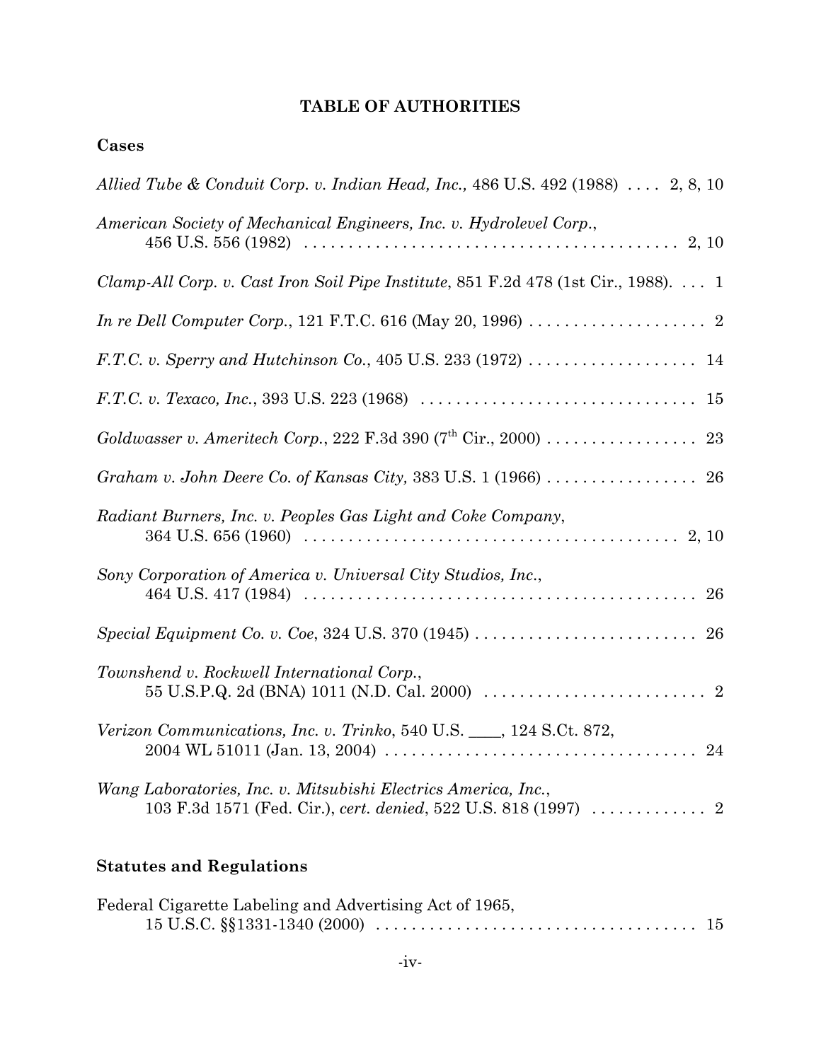## TABLE OF AUTHORITIES

### Cases

*Allied Tube & Conduit Corp. v. Indian Head, Inc.,* 486 U.S. 492 (1988) .... 2, 8, 10

*American Society of Mechanical Engineers, Inc. v. Hydrolevel Corp.*, 456 U.S. 556 (1982) .... 2, 10

*Clamp-All Corp. v. Cast Iron Soil Pipe Institute*, 851 F.2d 478 (1st Cir., 1988). .... 1

*In re Dell Computer Corp.*, 121 F.T.C. 616 (May 20, 1996) .... 2

*F.T.C. v. Sperry and Hutchinson Co.*, 405 U.S. 233 (1972) .... 14

*F.T.C. v. Texaco, Inc.*, 393 U.S. 223 (1968) .... 15

*Goldwasser v. Ameritech Corp.*, 222 F.3d 390 (7th Cir., 2000) .... 23

*Graham v. John Deere Co. of Kansas City,* 383 U.S. 1 (1966) .... 26

*Radiant Burners, Inc. v. Peoples Gas Light and Coke Company*, 364 U.S. 656 (1960) .... 2, 10

*Sony Corporation of America v. Universal City Studios, Inc.*, 464 U.S. 417 (1984) .... 26

*Special Equipment Co. v. Coe*, 324 U.S. 370 (1945) .... 26

*Townshend v. Rockwell International Corp.*, 55 U.S.P.Q. 2d (BNA) 1011 (N.D. Cal. 2000) .... 2

*Verizon Communications, Inc. v. Trinko*, 540 U.S. ____, 124 S.Ct. 872, 2004 WL 51011 (Jan. 13, 2004) .... 24

*Wang Laboratories, Inc. v. Mitsubishi Electrics America, Inc.*, 103 F.3d 1571 (Fed. Cir.), *cert. denied*, 522 U.S. 818 (1997) .... 2

### Statutes and Regulations

Federal Cigarette Labeling and Advertising Act of 1965, 15 U.S.C. §§1331-1340 (2000) .... 15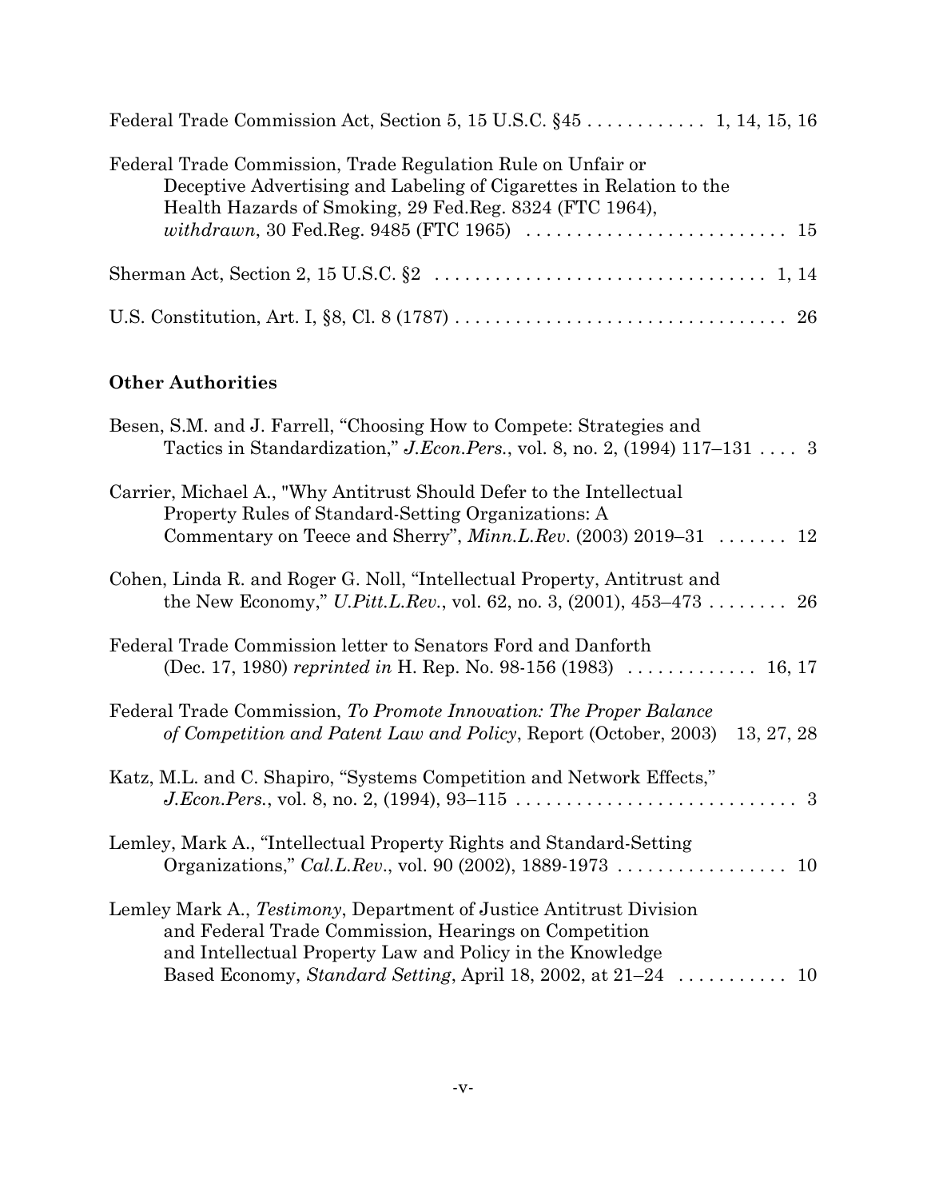Federal Trade Commission Act, Section 5, 15 U.S.C. §45 . . . . . . . . . . . . 1, 14, 15, 16

Federal Trade Commission, Trade Regulation Rule on Unfair or Deceptive Advertising and Labeling of Cigarettes in Relation to the Health Hazards of Smoking, 29 Fed.Reg. 8324 (FTC 1964), *withdrawn*, 30 Fed.Reg. 9485 (FTC 1965) . . . . . . . . . . . . . . . . . . . . . . . . . . 15

Sherman Act, Section 2, 15 U.S.C. §2 . . . . . . . . . . . . . . . . . . . . . . . . . . . . . . . . . 1, 14

U.S. Constitution, Art. I, §8, Cl. 8 (1787) . . . . . . . . . . . . . . . . . . . . . . . . . . . . . . . . . 26

**Other Authorities**

Besen, S.M. and J. Farrell, "Choosing How to Compete: Strategies and Tactics in Standardization," *J.Econ.Pers.*, vol. 8, no. 2, (1994) 117–131 . . . . 3

Carrier, Michael A., "Why Antitrust Should Defer to the Intellectual Property Rules of Standard-Setting Organizations: A Commentary on Teece and Sherry", *Minn.L.Rev*. (2003) 2019–31 . . . . . . . 12

Cohen, Linda R. and Roger G. Noll, "Intellectual Property, Antitrust and the New Economy," *U.Pitt.L.Rev.*, vol. 62, no. 3, (2001), 453–473 . . . . . . . . 26

Federal Trade Commission letter to Senators Ford and Danforth (Dec. 17, 1980) *reprinted in* H. Rep. No. 98-156 (1983) . . . . . . . . . . . . . 16, 17

Federal Trade Commission, *To Promote Innovation: The Proper Balance of Competition and Patent Law and Policy*, Report (October, 2003) 13, 27, 28

Katz, M.L. and C. Shapiro, "Systems Competition and Network Effects," *J.Econ.Pers.*, vol. 8, no. 2, (1994), 93–115 . . . . . . . . . . . . . . . . . . . . . . . . . . . . 3

Lemley, Mark A., "Intellectual Property Rights and Standard-Setting Organizations," *Cal.L.Rev.*, vol. 90 (2002), 1889-1973 . . . . . . . . . . . . . . . . . 10

Lemley Mark A., *Testimony*, Department of Justice Antitrust Division and Federal Trade Commission, Hearings on Competition and Intellectual Property Law and Policy in the Knowledge Based Economy, *Standard Setting*, April 18, 2002, at 21–24 . . . . . . . . . . . 10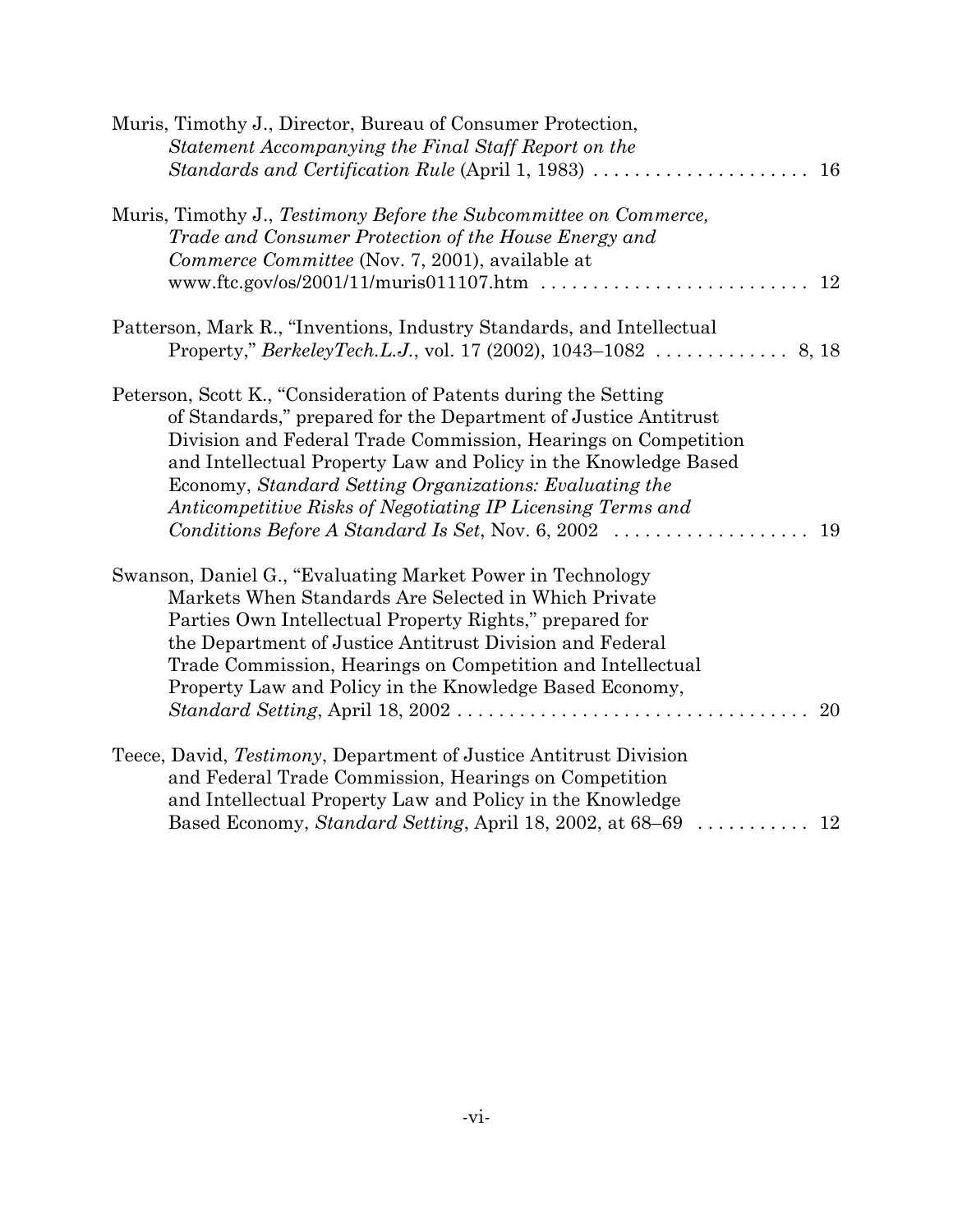Muris, Timothy J., Director, Bureau of Consumer Protection, *Statement Accompanying the Final Staff Report on the Standards and Certification Rule* (April 1, 1983) . . . . . . . . . . . . . . . . . . . . . 16

Muris, Timothy J., *Testimony Before the Subcommittee on Commerce, Trade and Consumer Protection of the House Energy and Commerce Committee* (Nov. 7, 2001), available at www.ftc.gov/os/2001/11/muris011107.htm . . . . . . . . . . . . . . . . . . . . . . . . . . 12

Patterson, Mark R., "Inventions, Industry Standards, and Intellectual Property," *BerkeleyTech.L.J.*, vol. 17 (2002), 1043–1082 . . . . . . . . . . . . . 8, 18

Peterson, Scott K., "Consideration of Patents during the Setting of Standards," prepared for the Department of Justice Antitrust Division and Federal Trade Commission, Hearings on Competition and Intellectual Property Law and Policy in the Knowledge Based Economy, *Standard Setting Organizations: Evaluating the Anticompetitive Risks of Negotiating IP Licensing Terms and Conditions Before A Standard Is Set*, Nov. 6, 2002 . . . . . . . . . . . . . . . . . . . 19

Swanson, Daniel G., "Evaluating Market Power in Technology Markets When Standards Are Selected in Which Private Parties Own Intellectual Property Rights," prepared for the Department of Justice Antitrust Division and Federal Trade Commission, Hearings on Competition and Intellectual Property Law and Policy in the Knowledge Based Economy, *Standard Setting*, April 18, 2002 . . . . . . . . . . . . . . . . . . . . . . . . . . . . . . . . . . 20

Teece, David, *Testimony*, Department of Justice Antitrust Division and Federal Trade Commission, Hearings on Competition and Intellectual Property Law and Policy in the Knowledge Based Economy, *Standard Setting*, April 18, 2002, at 68–69 . . . . . . . . . . . 12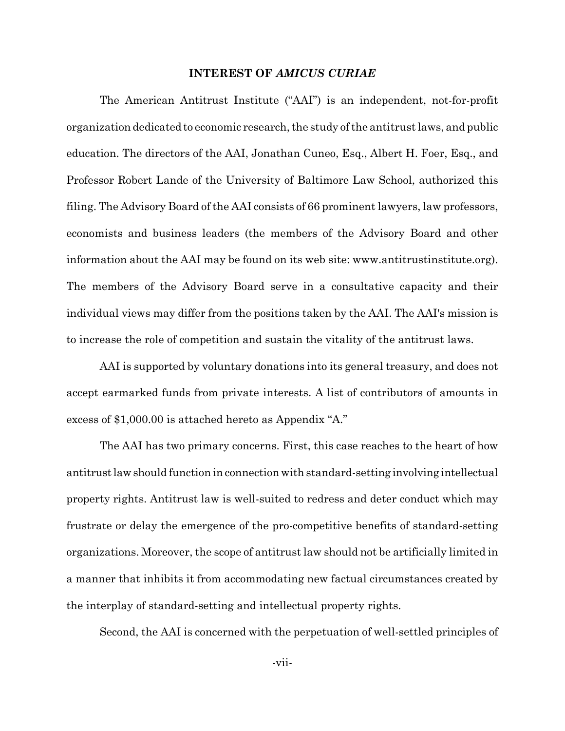## INTEREST OF *AMICUS CURIAE*

The American Antitrust Institute ("AAI") is an independent, not-for-profit organization dedicated to economic research, the study of the antitrust laws, and public education. The directors of the AAI, Jonathan Cuneo, Esq., Albert H. Foer, Esq., and Professor Robert Lande of the University of Baltimore Law School, authorized this filing. The Advisory Board of the AAI consists of 66 prominent lawyers, law professors, economists and business leaders (the members of the Advisory Board and other information about the AAI may be found on its web site: www.antitrustinstitute.org). The members of the Advisory Board serve in a consultative capacity and their individual views may differ from the positions taken by the AAI. The AAI's mission is to increase the role of competition and sustain the vitality of the antitrust laws.

AAI is supported by voluntary donations into its general treasury, and does not accept earmarked funds from private interests. A list of contributors of amounts in excess of $1,000.00 is attached hereto as Appendix "A."

The AAI has two primary concerns. First, this case reaches to the heart of how antitrust law should function in connection with standard-setting involving intellectual property rights. Antitrust law is well-suited to redress and deter conduct which may frustrate or delay the emergence of the pro-competitive benefits of standard-setting organizations. Moreover, the scope of antitrust law should not be artificially limited in a manner that inhibits it from accommodating new factual circumstances created by the interplay of standard-setting and intellectual property rights.

Second, the AAI is concerned with the perpetuation of well-settled principles of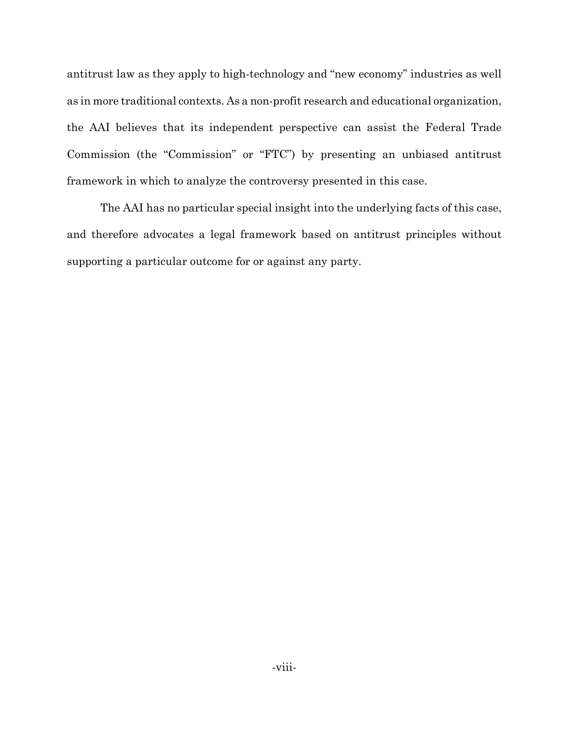antitrust law as they apply to high-technology and "new economy" industries as well as in more traditional contexts. As a non-profit research and educational organization, the AAI believes that its independent perspective can assist the Federal Trade Commission (the "Commission" or "FTC") by presenting an unbiased antitrust framework in which to analyze the controversy presented in this case.

The AAI has no particular special insight into the underlying facts of this case, and therefore advocates a legal framework based on antitrust principles without supporting a particular outcome for or against any party.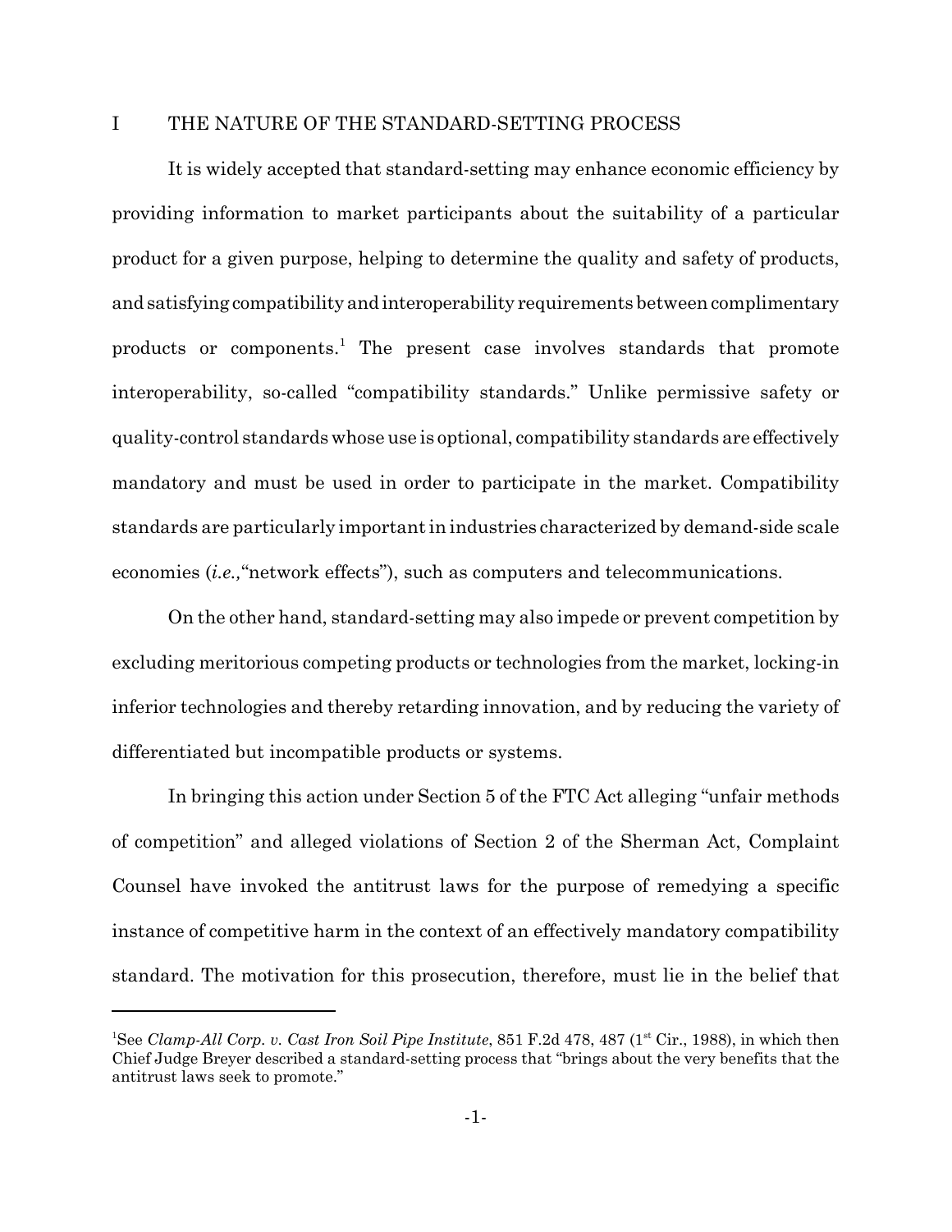## I THE NATURE OF THE STANDARD-SETTING PROCESS

It is widely accepted that standard-setting may enhance economic efficiency by providing information to market participants about the suitability of a particular product for a given purpose, helping to determine the quality and safety of products, and satisfying compatibility and interoperability requirements between complimentary products or components.[1] The present case involves standards that promote interoperability, so-called "compatibility standards." Unlike permissive safety or quality-control standards whose use is optional, compatibility standards are effectively mandatory and must be used in order to participate in the market. Compatibility standards are particularly important in industries characterized by demand-side scale economies (*i.e.,*"network effects"), such as computers and telecommunications.

On the other hand, standard-setting may also impede or prevent competition by excluding meritorious competing products or technologies from the market, locking-in inferior technologies and thereby retarding innovation, and by reducing the variety of differentiated but incompatible products or systems.

In bringing this action under Section 5 of the FTC Act alleging "unfair methods of competition" and alleged violations of Section 2 of the Sherman Act, Complaint Counsel have invoked the antitrust laws for the purpose of remedying a specific instance of competitive harm in the context of an effectively mandatory compatibility standard. The motivation for this prosecution, therefore, must lie in the belief that

---

[1]See *Clamp-All Corp. v. Cast Iron Soil Pipe Institute*, 851 F.2d 478, 487 (1st Cir., 1988), in which then Chief Judge Breyer described a standard-setting process that "brings about the very benefits that the antitrust laws seek to promote."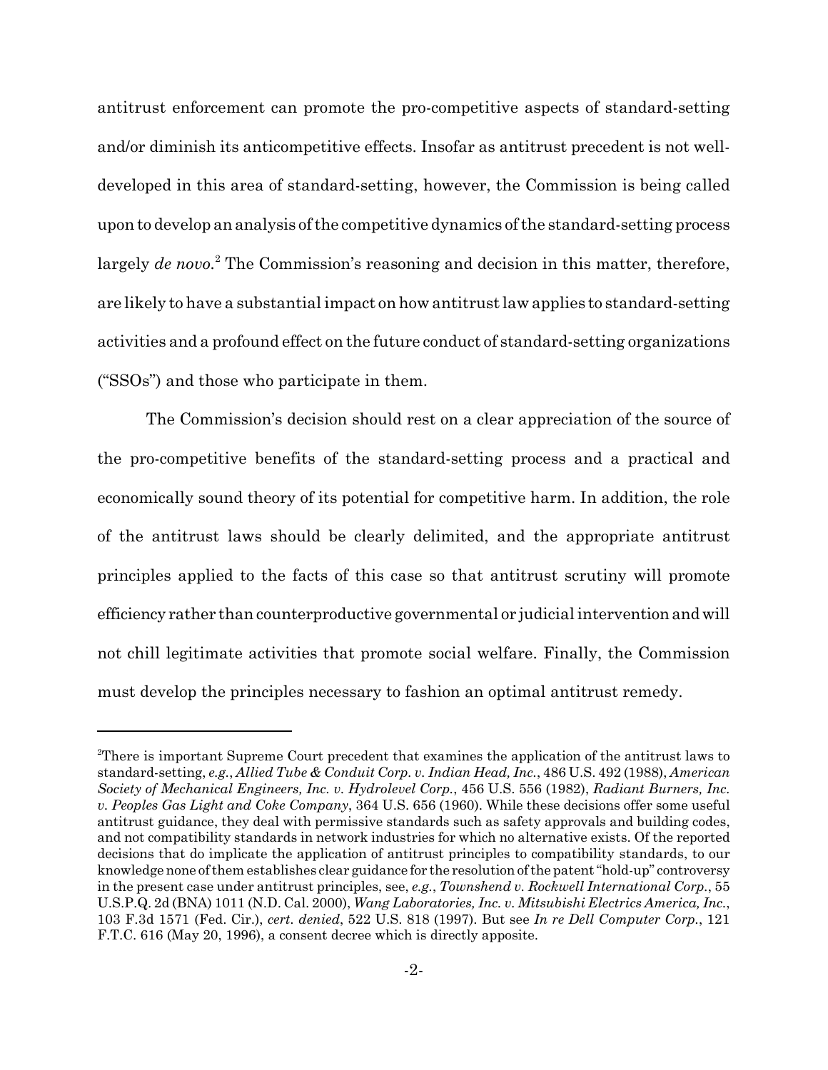antitrust enforcement can promote the pro-competitive aspects of standard-setting and/or diminish its anticompetitive effects. Insofar as antitrust precedent is not well-developed in this area of standard-setting, however, the Commission is being called upon to develop an analysis of the competitive dynamics of the standard-setting process largely *de novo*.[2] The Commission's reasoning and decision in this matter, therefore, are likely to have a substantial impact on how antitrust law applies to standard-setting activities and a profound effect on the future conduct of standard-setting organizations ("SSOs") and those who participate in them.

The Commission's decision should rest on a clear appreciation of the source of the pro-competitive benefits of the standard-setting process and a practical and economically sound theory of its potential for competitive harm. In addition, the role of the antitrust laws should be clearly delimited, and the appropriate antitrust principles applied to the facts of this case so that antitrust scrutiny will promote efficiency rather than counterproductive governmental or judicial intervention and will not chill legitimate activities that promote social welfare. Finally, the Commission must develop the principles necessary to fashion an optimal antitrust remedy.

---

[2]There is important Supreme Court precedent that examines the application of the antitrust laws to standard-setting, *e.g.*, *Allied Tube & Conduit Corp. v. Indian Head, Inc.*, 486 U.S. 492 (1988), *American Society of Mechanical Engineers, Inc. v. Hydrolevel Corp.*, 456 U.S. 556 (1982), *Radiant Burners, Inc. v. Peoples Gas Light and Coke Company*, 364 U.S. 656 (1960). While these decisions offer some useful antitrust guidance, they deal with permissive standards such as safety approvals and building codes, and not compatibility standards in network industries for which no alternative exists. Of the reported decisions that do implicate the application of antitrust principles to compatibility standards, to our knowledge none of them establishes clear guidance for the resolution of the patent "hold-up" controversy in the present case under antitrust principles, see, *e.g.*, *Townshend v. Rockwell International Corp.*, 55 U.S.P.Q. 2d (BNA) 1011 (N.D. Cal. 2000), *Wang Laboratories, Inc. v. Mitsubishi Electrics America, Inc.*, 103 F.3d 1571 (Fed. Cir.), *cert. denied*, 522 U.S. 818 (1997). But see *In re Dell Computer Corp.*, 121 F.T.C. 616 (May 20, 1996), a consent decree which is directly apposite.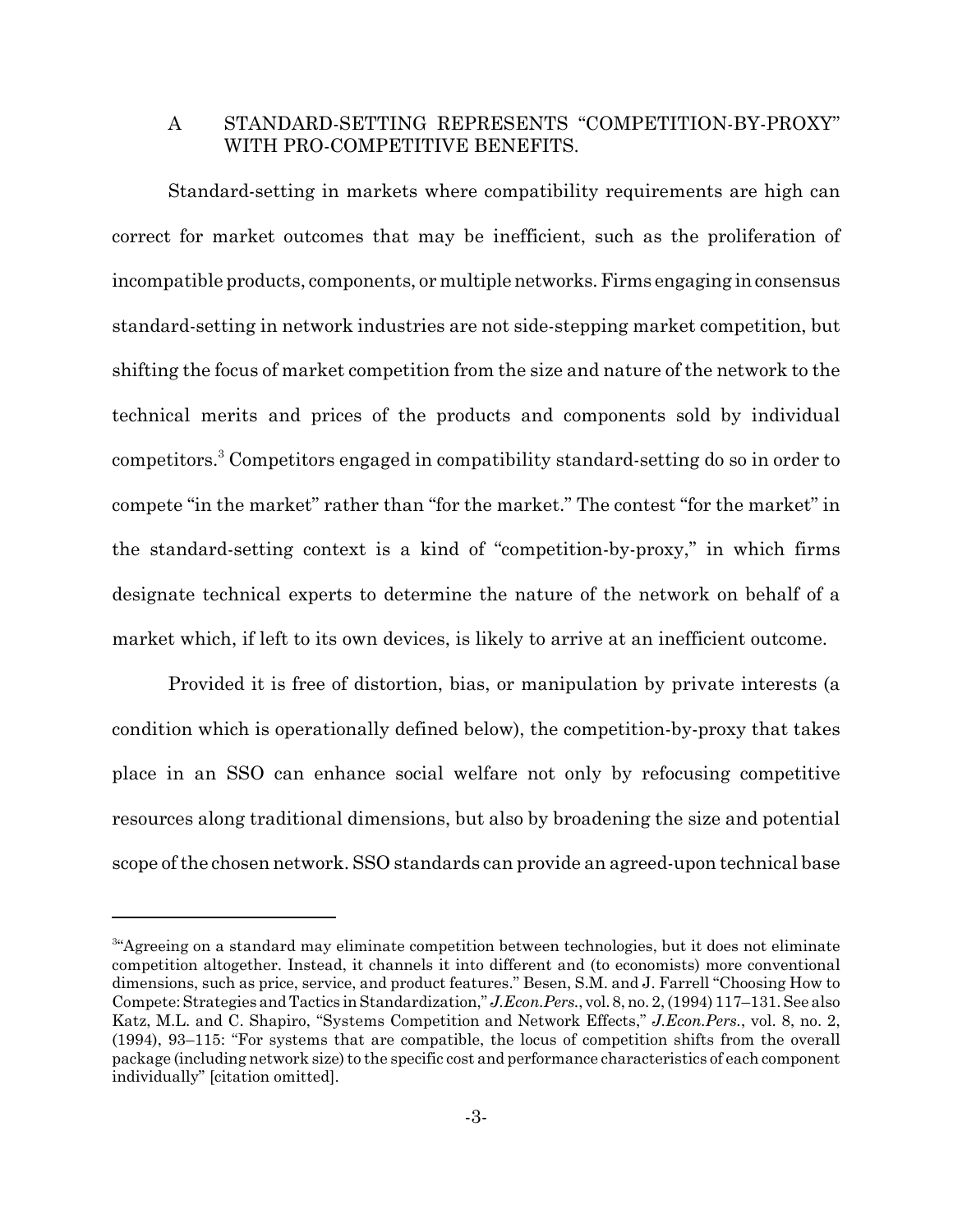## A STANDARD-SETTING REPRESENTS "COMPETITION-BY-PROXY" WITH PRO-COMPETITIVE BENEFITS.

Standard-setting in markets where compatibility requirements are high can correct for market outcomes that may be inefficient, such as the proliferation of incompatible products, components, or multiple networks. Firms engaging in consensus standard-setting in network industries are not side-stepping market competition, but shifting the focus of market competition from the size and nature of the network to the technical merits and prices of the products and components sold by individual competitors.[3] Competitors engaged in compatibility standard-setting do so in order to compete "in the market" rather than "for the market." The contest "for the market" in the standard-setting context is a kind of "competition-by-proxy," in which firms designate technical experts to determine the nature of the network on behalf of a market which, if left to its own devices, is likely to arrive at an inefficient outcome.

Provided it is free of distortion, bias, or manipulation by private interests (a condition which is operationally defined below), the competition-by-proxy that takes place in an SSO can enhance social welfare not only by refocusing competitive resources along traditional dimensions, but also by broadening the size and potential scope of the chosen network. SSO standards can provide an agreed-upon technical base

---

[3] "Agreeing on a standard may eliminate competition between technologies, but it does not eliminate competition altogether. Instead, it channels it into different and (to economists) more conventional dimensions, such as price, service, and product features." Besen, S.M. and J. Farrell "Choosing How to Compete: Strategies and Tactics in Standardization," *J.Econ.Pers.*, vol. 8, no. 2, (1994) 117–131. See also Katz, M.L. and C. Shapiro, "Systems Competition and Network Effects," *J.Econ.Pers.*, vol. 8, no. 2, (1994), 93–115: "For systems that are compatible, the locus of competition shifts from the overall package (including network size) to the specific cost and performance characteristics of each component individually" [citation omitted].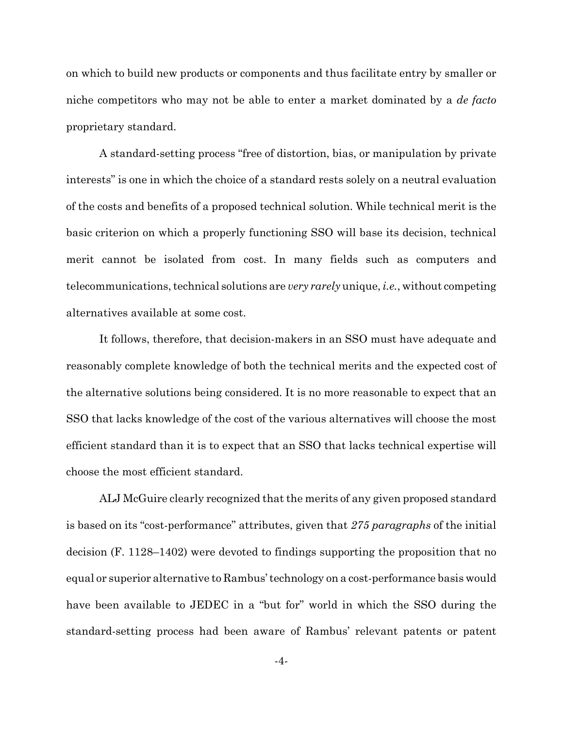on which to build new products or components and thus facilitate entry by smaller or niche competitors who may not be able to enter a market dominated by a *de facto* proprietary standard.

A standard-setting process "free of distortion, bias, or manipulation by private interests" is one in which the choice of a standard rests solely on a neutral evaluation of the costs and benefits of a proposed technical solution. While technical merit is the basic criterion on which a properly functioning SSO will base its decision, technical merit cannot be isolated from cost. In many fields such as computers and telecommunications, technical solutions are *very rarely* unique, *i.e.*, without competing alternatives available at some cost.

It follows, therefore, that decision-makers in an SSO must have adequate and reasonably complete knowledge of both the technical merits and the expected cost of the alternative solutions being considered. It is no more reasonable to expect that an SSO that lacks knowledge of the cost of the various alternatives will choose the most efficient standard than it is to expect that an SSO that lacks technical expertise will choose the most efficient standard.

ALJ McGuire clearly recognized that the merits of any given proposed standard is based on its "cost-performance" attributes, given that *275 paragraphs* of the initial decision (F. 1128–1402) were devoted to findings supporting the proposition that no equal or superior alternative to Rambus' technology on a cost-performance basis would have been available to JEDEC in a "but for" world in which the SSO during the standard-setting process had been aware of Rambus' relevant patents or patent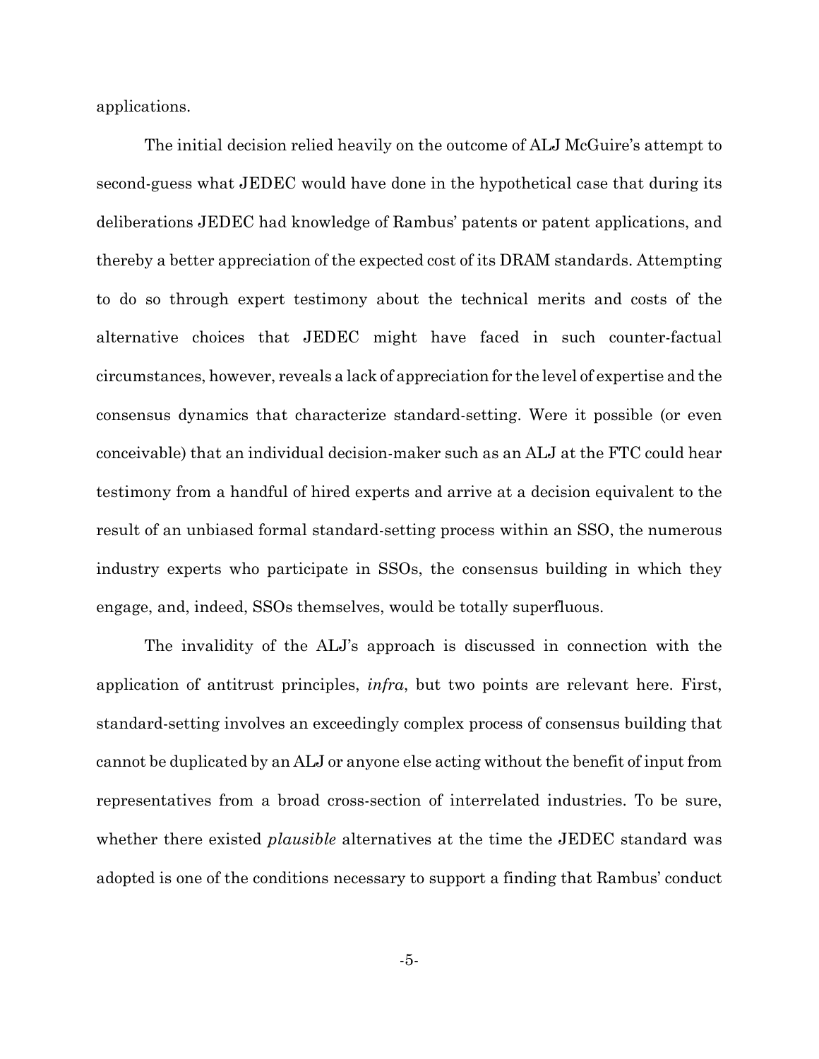applications.

The initial decision relied heavily on the outcome of ALJ McGuire's attempt to second-guess what JEDEC would have done in the hypothetical case that during its deliberations JEDEC had knowledge of Rambus' patents or patent applications, and thereby a better appreciation of the expected cost of its DRAM standards. Attempting to do so through expert testimony about the technical merits and costs of the alternative choices that JEDEC might have faced in such counter-factual circumstances, however, reveals a lack of appreciation for the level of expertise and the consensus dynamics that characterize standard-setting. Were it possible (or even conceivable) that an individual decision-maker such as an ALJ at the FTC could hear testimony from a handful of hired experts and arrive at a decision equivalent to the result of an unbiased formal standard-setting process within an SSO, the numerous industry experts who participate in SSOs, the consensus building in which they engage, and, indeed, SSOs themselves, would be totally superfluous.

The invalidity of the ALJ's approach is discussed in connection with the application of antitrust principles, *infra*, but two points are relevant here. First, standard-setting involves an exceedingly complex process of consensus building that cannot be duplicated by an ALJ or anyone else acting without the benefit of input from representatives from a broad cross-section of interrelated industries. To be sure, whether there existed *plausible* alternatives at the time the JEDEC standard was adopted is one of the conditions necessary to support a finding that Rambus' conduct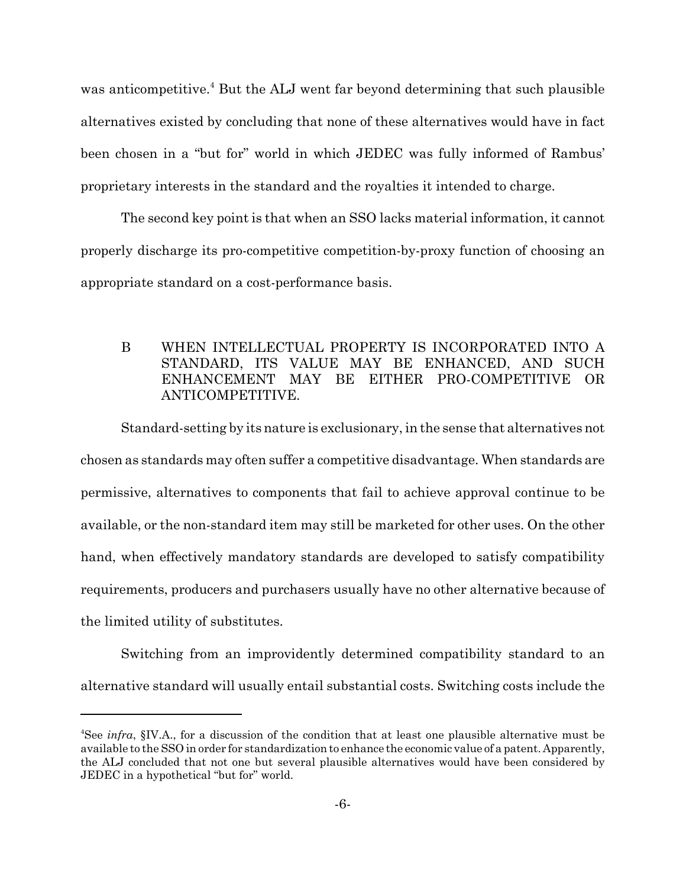was anticompetitive.[4] But the ALJ went far beyond determining that such plausible alternatives existed by concluding that none of these alternatives would have in fact been chosen in a "but for" world in which JEDEC was fully informed of Rambus' proprietary interests in the standard and the royalties it intended to charge.

The second key point is that when an SSO lacks material information, it cannot properly discharge its pro-competitive competition-by-proxy function of choosing an appropriate standard on a cost-performance basis.

### B WHEN INTELLECTUAL PROPERTY IS INCORPORATED INTO A STANDARD, ITS VALUE MAY BE ENHANCED, AND SUCH ENHANCEMENT MAY BE EITHER PRO-COMPETITIVE OR ANTICOMPETITIVE.

Standard-setting by its nature is exclusionary, in the sense that alternatives not chosen as standards may often suffer a competitive disadvantage. When standards are permissive, alternatives to components that fail to achieve approval continue to be available, or the non-standard item may still be marketed for other uses. On the other hand, when effectively mandatory standards are developed to satisfy compatibility requirements, producers and purchasers usually have no other alternative because of the limited utility of substitutes.

Switching from an improvidently determined compatibility standard to an alternative standard will usually entail substantial costs. Switching costs include the

---

[4]See *infra*, §IV.A., for a discussion of the condition that at least one plausible alternative must be available to the SSO in order for standardization to enhance the economic value of a patent. Apparently, the ALJ concluded that not one but several plausible alternatives would have been considered by JEDEC in a hypothetical "but for" world.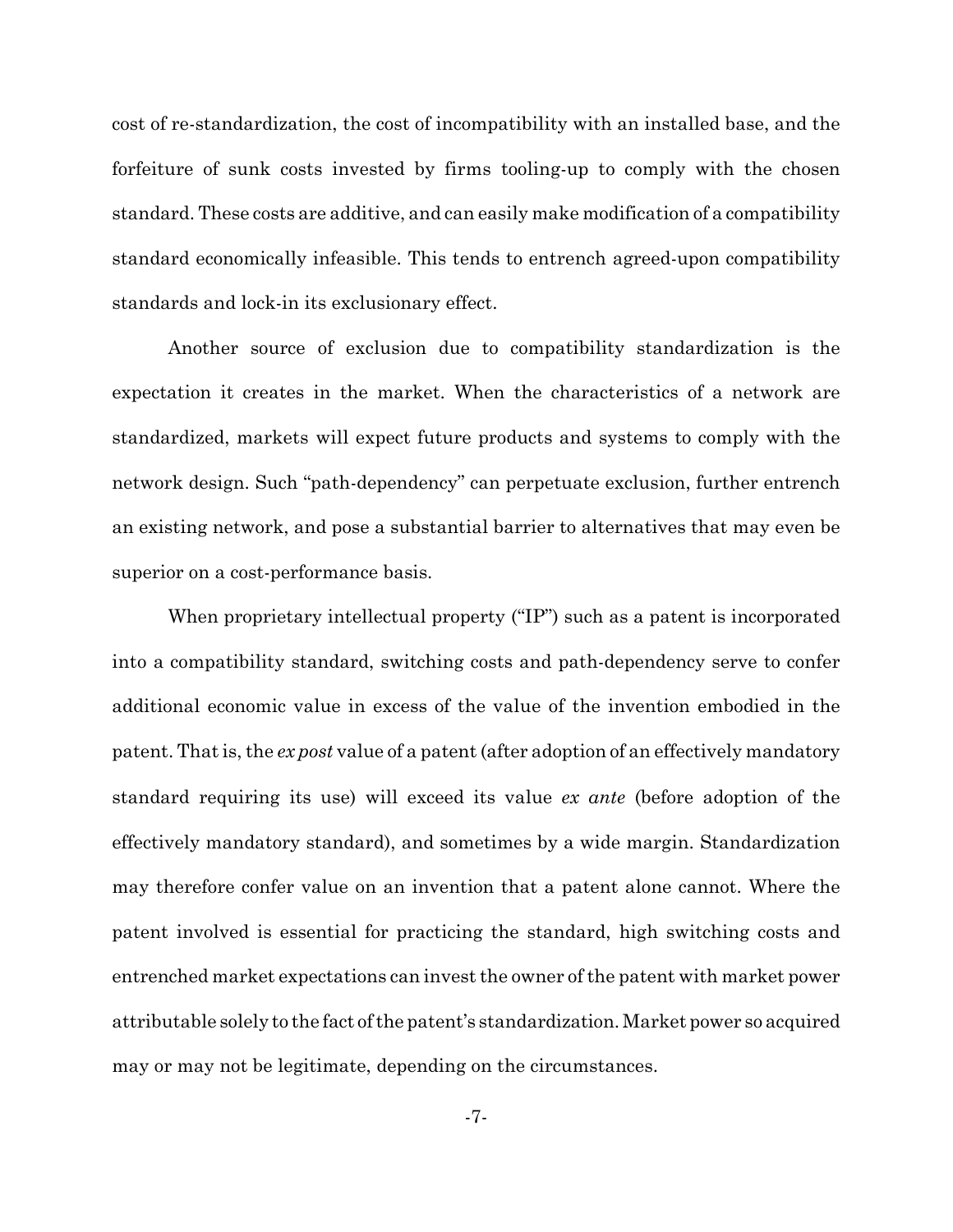cost of re-standardization, the cost of incompatibility with an installed base, and the forfeiture of sunk costs invested by firms tooling-up to comply with the chosen standard. These costs are additive, and can easily make modification of a compatibility standard economically infeasible. This tends to entrench agreed-upon compatibility standards and lock-in its exclusionary effect.

Another source of exclusion due to compatibility standardization is the expectation it creates in the market. When the characteristics of a network are standardized, markets will expect future products and systems to comply with the network design. Such "path-dependency" can perpetuate exclusion, further entrench an existing network, and pose a substantial barrier to alternatives that may even be superior on a cost-performance basis.

When proprietary intellectual property ("IP") such as a patent is incorporated into a compatibility standard, switching costs and path-dependency serve to confer additional economic value in excess of the value of the invention embodied in the patent. That is, the *ex post* value of a patent (after adoption of an effectively mandatory standard requiring its use) will exceed its value *ex ante* (before adoption of the effectively mandatory standard), and sometimes by a wide margin. Standardization may therefore confer value on an invention that a patent alone cannot. Where the patent involved is essential for practicing the standard, high switching costs and entrenched market expectations can invest the owner of the patent with market power attributable solely to the fact of the patent's standardization. Market power so acquired may or may not be legitimate, depending on the circumstances.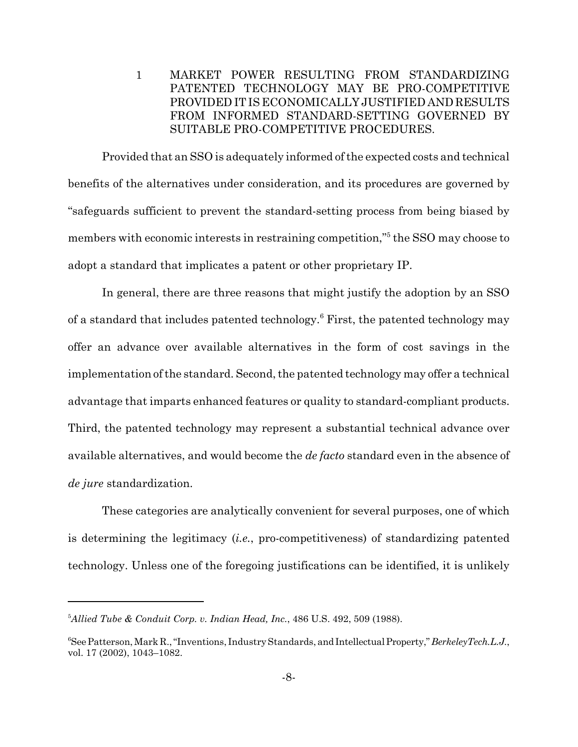## 1 MARKET POWER RESULTING FROM STANDARDIZING PATENTED TECHNOLOGY MAY BE PRO-COMPETITIVE PROVIDED IT IS ECONOMICALLY JUSTIFIED AND RESULTS FROM INFORMED STANDARD-SETTING GOVERNED BY SUITABLE PRO-COMPETITIVE PROCEDURES.

Provided that an SSO is adequately informed of the expected costs and technical benefits of the alternatives under consideration, and its procedures are governed by "safeguards sufficient to prevent the standard-setting process from being biased by members with economic interests in restraining competition,"[5] the SSO may choose to adopt a standard that implicates a patent or other proprietary IP.

In general, there are three reasons that might justify the adoption by an SSO of a standard that includes patented technology.[6] First, the patented technology may offer an advance over available alternatives in the form of cost savings in the implementation of the standard. Second, the patented technology may offer a technical advantage that imparts enhanced features or quality to standard-compliant products. Third, the patented technology may represent a substantial technical advance over available alternatives, and would become the *de facto* standard even in the absence of *de jure* standardization.

These categories are analytically convenient for several purposes, one of which is determining the legitimacy (*i.e.*, pro-competitiveness) of standardizing patented technology. Unless one of the foregoing justifications can be identified, it is unlikely

---

[5] *Allied Tube & Conduit Corp. v. Indian Head, Inc.*, 486 U.S. 492, 509 (1988).

[6] See Patterson, Mark R., "Inventions, Industry Standards, and Intellectual Property," *BerkeleyTech.L.J.*, vol. 17 (2002), 1043–1082.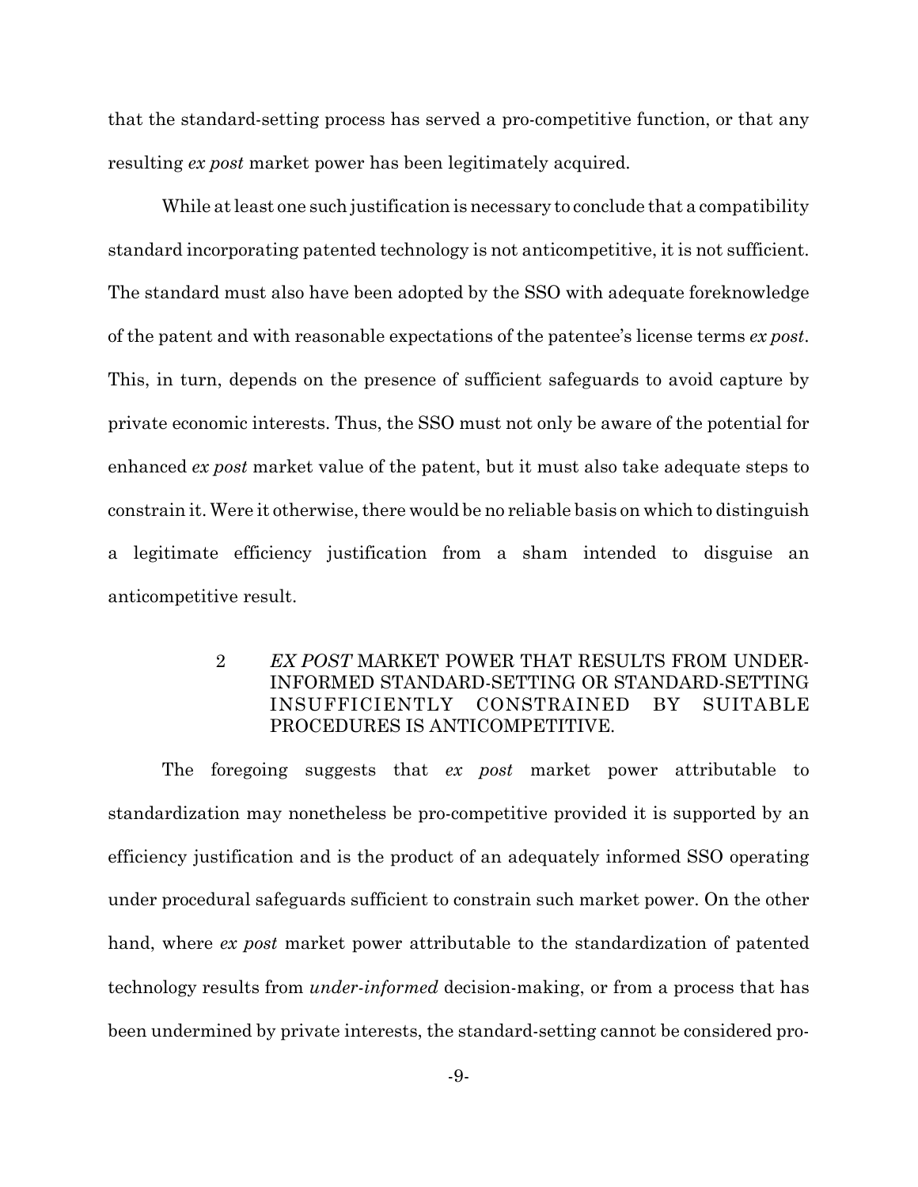that the standard-setting process has served a pro-competitive function, or that any resulting *ex post* market power has been legitimately acquired.

While at least one such justification is necessary to conclude that a compatibility standard incorporating patented technology is not anticompetitive, it is not sufficient. The standard must also have been adopted by the SSO with adequate foreknowledge of the patent and with reasonable expectations of the patentee's license terms *ex post*. This, in turn, depends on the presence of sufficient safeguards to avoid capture by private economic interests. Thus, the SSO must not only be aware of the potential for enhanced *ex post* market value of the patent, but it must also take adequate steps to constrain it. Were it otherwise, there would be no reliable basis on which to distinguish a legitimate efficiency justification from a sham intended to disguise an anticompetitive result.

### 2 *EX POST* MARKET POWER THAT RESULTS FROM UNDER-INFORMED STANDARD-SETTING OR STANDARD-SETTING INSUFFICIENTLY CONSTRAINED BY SUITABLE PROCEDURES IS ANTICOMPETITIVE.

The foregoing suggests that *ex post* market power attributable to standardization may nonetheless be pro-competitive provided it is supported by an efficiency justification and is the product of an adequately informed SSO operating under procedural safeguards sufficient to constrain such market power. On the other hand, where *ex post* market power attributable to the standardization of patented technology results from *under-informed* decision-making, or from a process that has been undermined by private interests, the standard-setting cannot be considered pro-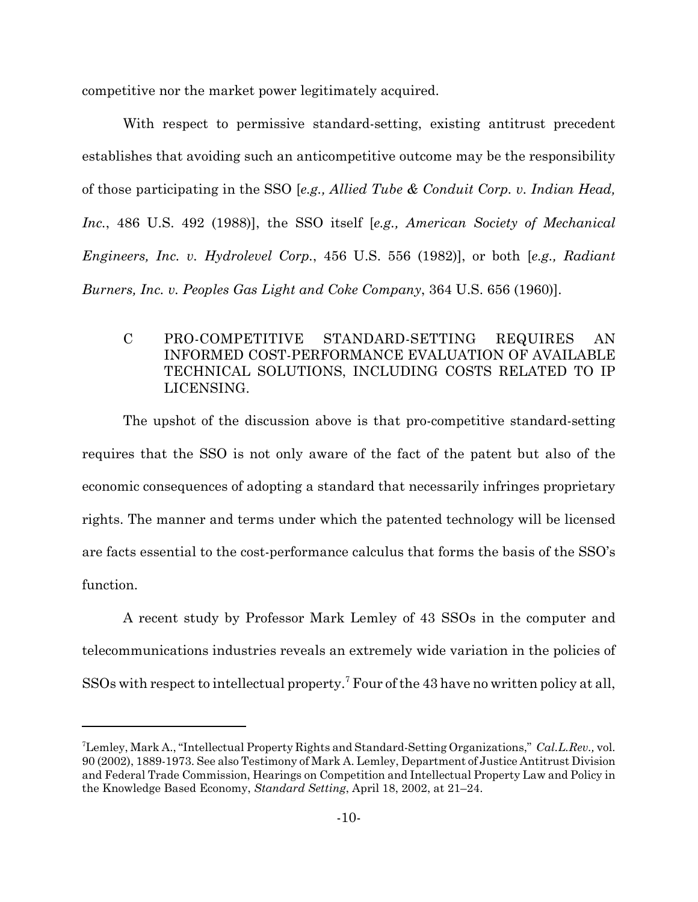competitive nor the market power legitimately acquired.

With respect to permissive standard-setting, existing antitrust precedent establishes that avoiding such an anticompetitive outcome may be the responsibility of those participating in the SSO [*e.g., Allied Tube & Conduit Corp. v. Indian Head, Inc.*, 486 U.S. 492 (1988)], the SSO itself [*e.g., American Society of Mechanical Engineers, Inc. v. Hydrolevel Corp.*, 456 U.S. 556 (1982)], or both [*e.g., Radiant Burners, Inc. v. Peoples Gas Light and Coke Company*, 364 U.S. 656 (1960)].

### C PRO-COMPETITIVE STANDARD-SETTING REQUIRES AN INFORMED COST-PERFORMANCE EVALUATION OF AVAILABLE TECHNICAL SOLUTIONS, INCLUDING COSTS RELATED TO IP LICENSING.

The upshot of the discussion above is that pro-competitive standard-setting requires that the SSO is not only aware of the fact of the patent but also of the economic consequences of adopting a standard that necessarily infringes proprietary rights. The manner and terms under which the patented technology will be licensed are facts essential to the cost-performance calculus that forms the basis of the SSO's function.

A recent study by Professor Mark Lemley of 43 SSOs in the computer and telecommunications industries reveals an extremely wide variation in the policies of SSOs with respect to intellectual property.[7] Four of the 43 have no written policy at all,

---

[7] Lemley, Mark A., "Intellectual Property Rights and Standard-Setting Organizations," *Cal.L.Rev.,* vol. 90 (2002), 1889-1973. See also Testimony of Mark A. Lemley, Department of Justice Antitrust Division and Federal Trade Commission, Hearings on Competition and Intellectual Property Law and Policy in the Knowledge Based Economy, *Standard Setting*, April 18, 2002, at 21–24.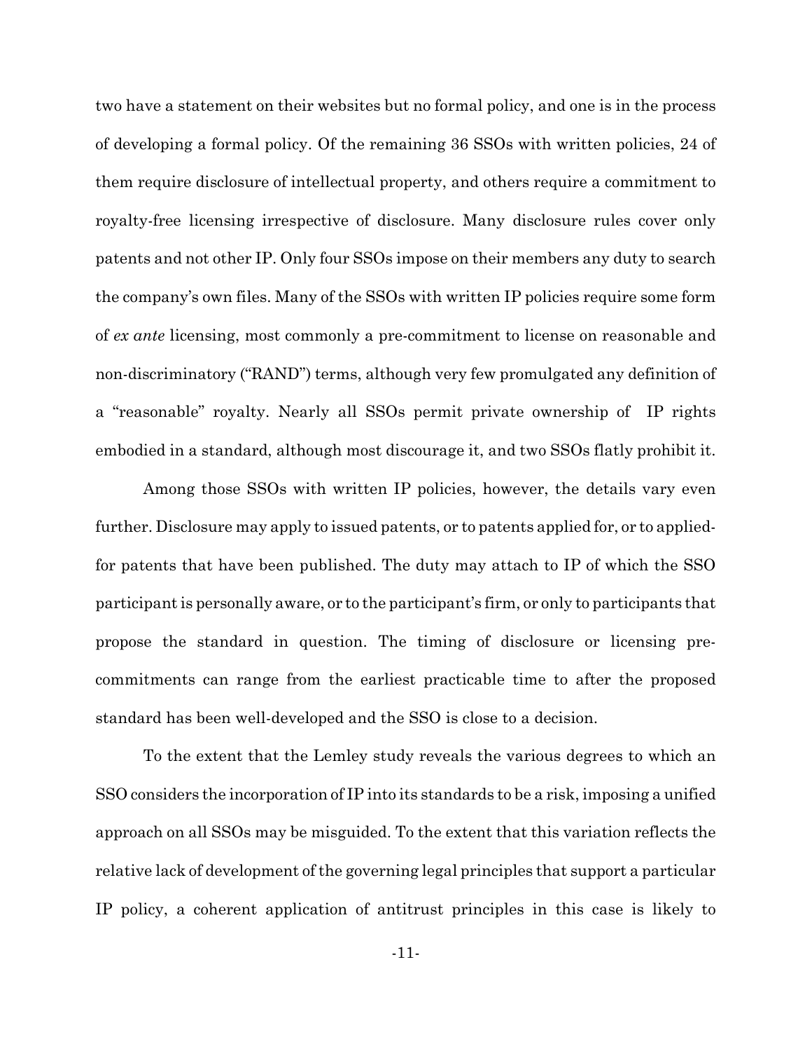two have a statement on their websites but no formal policy, and one is in the process of developing a formal policy. Of the remaining 36 SSOs with written policies, 24 of them require disclosure of intellectual property, and others require a commitment to royalty-free licensing irrespective of disclosure. Many disclosure rules cover only patents and not other IP. Only four SSOs impose on their members any duty to search the company's own files. Many of the SSOs with written IP policies require some form of *ex ante* licensing, most commonly a pre-commitment to license on reasonable and non-discriminatory ("RAND") terms, although very few promulgated any definition of a "reasonable" royalty. Nearly all SSOs permit private ownership of IP rights embodied in a standard, although most discourage it, and two SSOs flatly prohibit it.

Among those SSOs with written IP policies, however, the details vary even further. Disclosure may apply to issued patents, or to patents applied for, or to applied-for patents that have been published. The duty may attach to IP of which the SSO participant is personally aware, or to the participant's firm, or only to participants that propose the standard in question. The timing of disclosure or licensing pre-commitments can range from the earliest practicable time to after the proposed standard has been well-developed and the SSO is close to a decision.

To the extent that the Lemley study reveals the various degrees to which an SSO considers the incorporation of IP into its standards to be a risk, imposing a unified approach on all SSOs may be misguided. To the extent that this variation reflects the relative lack of development of the governing legal principles that support a particular IP policy, a coherent application of antitrust principles in this case is likely to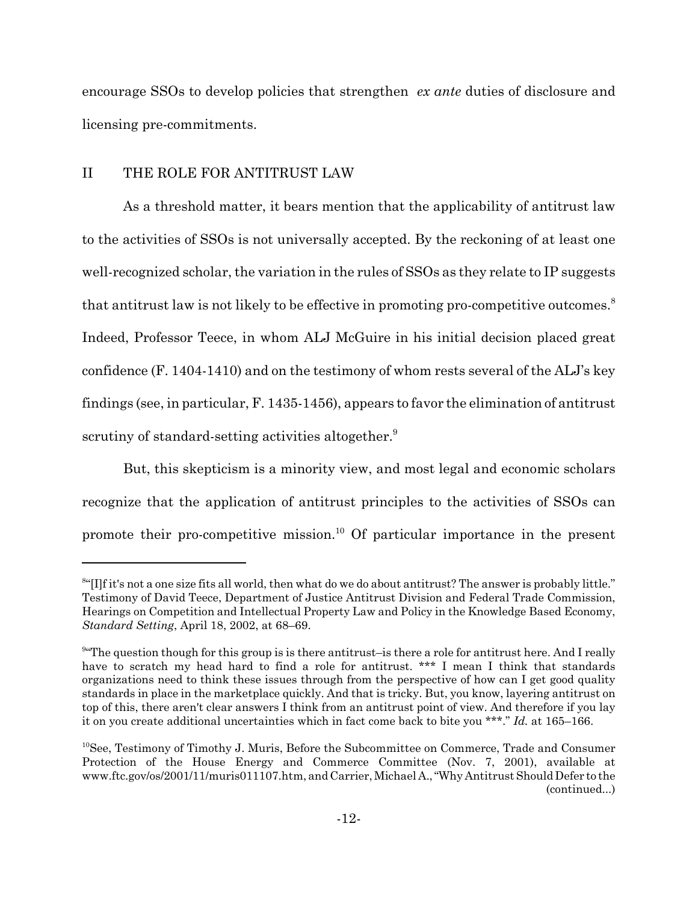encourage SSOs to develop policies that strengthen *ex ante* duties of disclosure and licensing pre-commitments.

## II THE ROLE FOR ANTITRUST LAW

As a threshold matter, it bears mention that the applicability of antitrust law to the activities of SSOs is not universally accepted. By the reckoning of at least one well-recognized scholar, the variation in the rules of SSOs as they relate to IP suggests that antitrust law is not likely to be effective in promoting pro-competitive outcomes.[8] Indeed, Professor Teece, in whom ALJ McGuire in his initial decision placed great confidence (F. 1404-1410) and on the testimony of whom rests several of the ALJ's key findings (see, in particular, F. 1435-1456), appears to favor the elimination of antitrust scrutiny of standard-setting activities altogether.[9]

But, this skepticism is a minority view, and most legal and economic scholars recognize that the application of antitrust principles to the activities of SSOs can promote their pro-competitive mission.[10] Of particular importance in the present

---

[8]"[I]f it's not a one size fits all world, then what do we do about antitrust? The answer is probably little." Testimony of David Teece, Department of Justice Antitrust Division and Federal Trade Commission, Hearings on Competition and Intellectual Property Law and Policy in the Knowledge Based Economy, *Standard Setting*, April 18, 2002, at 68–69.

[9]"The question though for this group is is there antitrust–is there a role for antitrust here. And I really have to scratch my head hard to find a role for antitrust. *** I mean I think that standards organizations need to think these issues through from the perspective of how can I get good quality standards in place in the marketplace quickly. And that is tricky. But, you know, layering antitrust on top of this, there aren't clear answers I think from an antitrust point of view. And therefore if you lay it on you create additional uncertainties which in fact come back to bite you ***." *Id.* at 165–166.

[10]See, Testimony of Timothy J. Muris, Before the Subcommittee on Commerce, Trade and Consumer Protection of the House Energy and Commerce Committee (Nov. 7, 2001), available at www.ftc.gov/os/2001/11/muris011107.htm, and Carrier, Michael A., "Why Antitrust Should Defer to the (continued...)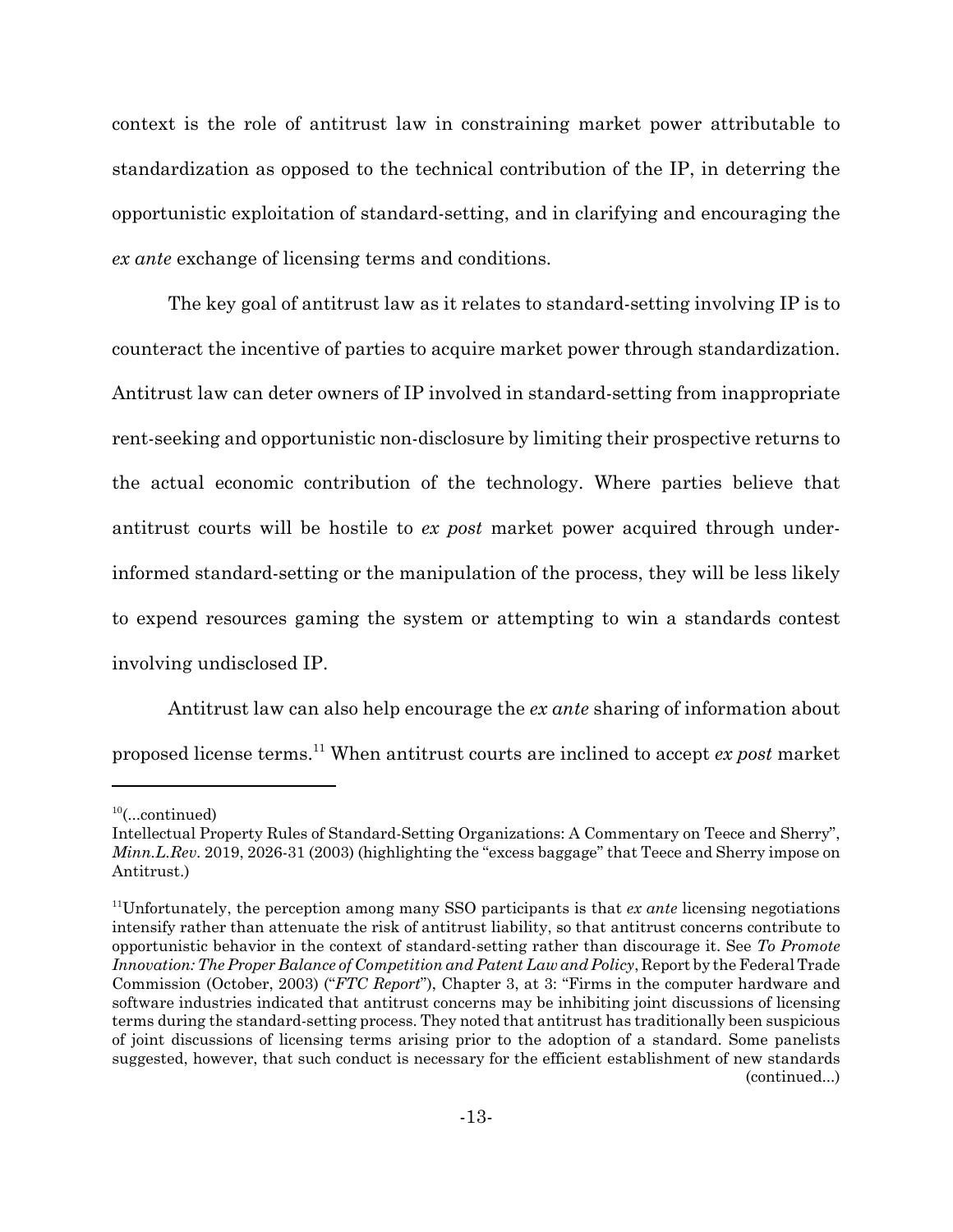context is the role of antitrust law in constraining market power attributable to standardization as opposed to the technical contribution of the IP, in deterring the opportunistic exploitation of standard-setting, and in clarifying and encouraging the *ex ante* exchange of licensing terms and conditions.

The key goal of antitrust law as it relates to standard-setting involving IP is to counteract the incentive of parties to acquire market power through standardization. Antitrust law can deter owners of IP involved in standard-setting from inappropriate rent-seeking and opportunistic non-disclosure by limiting their prospective returns to the actual economic contribution of the technology. Where parties believe that antitrust courts will be hostile to *ex post* market power acquired through under-informed standard-setting or the manipulation of the process, they will be less likely to expend resources gaming the system or attempting to win a standards contest involving undisclosed IP.

Antitrust law can also help encourage the *ex ante* sharing of information about proposed license terms.[11] When antitrust courts are inclined to accept *ex post* market

---

[10](...continued)
Intellectual Property Rules of Standard-Setting Organizations: A Commentary on Teece and Sherry", *Minn.L.Rev*. 2019, 2026-31 (2003) (highlighting the "excess baggage" that Teece and Sherry impose on Antitrust.)

[11]Unfortunately, the perception among many SSO participants is that *ex ante* licensing negotiations intensify rather than attenuate the risk of antitrust liability, so that antitrust concerns contribute to opportunistic behavior in the context of standard-setting rather than discourage it. See *To Promote Innovation: The Proper Balance of Competition and Patent Law and Policy*, Report by the Federal Trade Commission (October, 2003) ("*FTC Report*"), Chapter 3, at 3: "Firms in the computer hardware and software industries indicated that antitrust concerns may be inhibiting joint discussions of licensing terms during the standard-setting process. They noted that antitrust has traditionally been suspicious of joint discussions of licensing terms arising prior to the adoption of a standard. Some panelists suggested, however, that such conduct is necessary for the efficient establishment of new standards (continued...)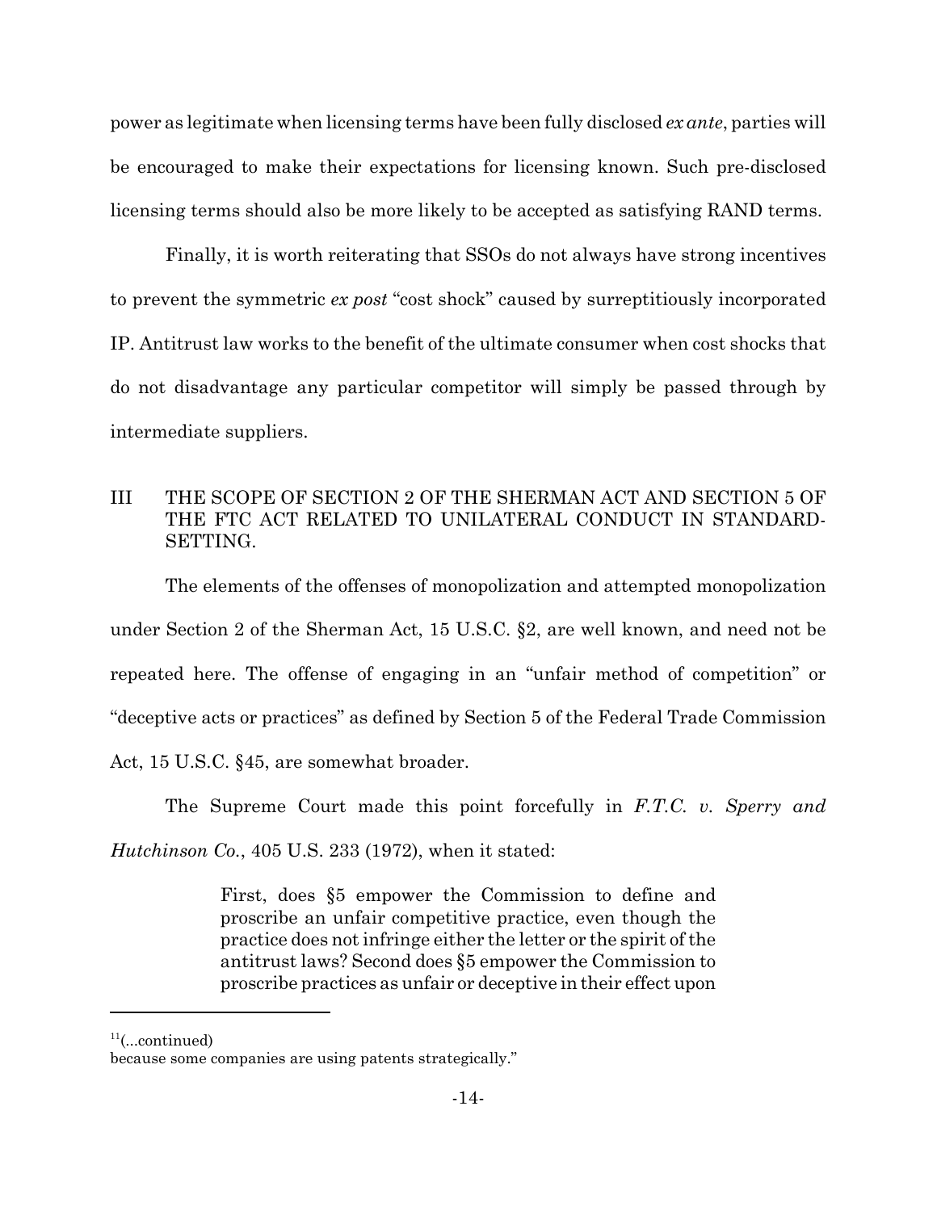power as legitimate when licensing terms have been fully disclosed *ex ante*, parties will be encouraged to make their expectations for licensing known. Such pre-disclosed licensing terms should also be more likely to be accepted as satisfying RAND terms.

Finally, it is worth reiterating that SSOs do not always have strong incentives to prevent the symmetric *ex post* "cost shock" caused by surreptitiously incorporated IP. Antitrust law works to the benefit of the ultimate consumer when cost shocks that do not disadvantage any particular competitor will simply be passed through by intermediate suppliers.

## III THE SCOPE OF SECTION 2 OF THE SHERMAN ACT AND SECTION 5 OF THE FTC ACT RELATED TO UNILATERAL CONDUCT IN STANDARD-SETTING.

The elements of the offenses of monopolization and attempted monopolization under Section 2 of the Sherman Act, 15 U.S.C. §2, are well known, and need not be repeated here. The offense of engaging in an "unfair method of competition" or "deceptive acts or practices" as defined by Section 5 of the Federal Trade Commission Act, 15 U.S.C. §45, are somewhat broader.

The Supreme Court made this point forcefully in *F.T.C. v. Sperry and Hutchinson Co.*, 405 U.S. 233 (1972), when it stated:

> First, does §5 empower the Commission to define and proscribe an unfair competitive practice, even though the practice does not infringe either the letter or the spirit of the antitrust laws? Second does §5 empower the Commission to proscribe practices as unfair or deceptive in their effect upon

[11](...continued)
because some companies are using patents strategically."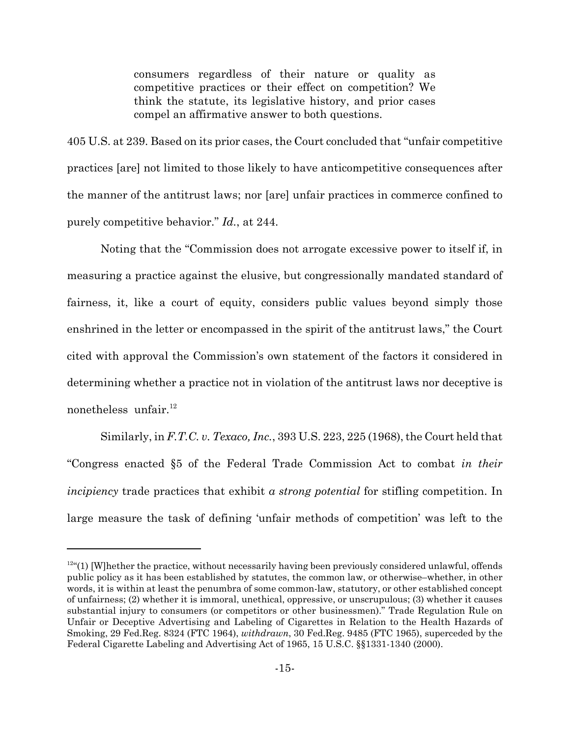> consumers regardless of their nature or quality as competitive practices or their effect on competition? We think the statute, its legislative history, and prior cases compel an affirmative answer to both questions.

405 U.S. at 239. Based on its prior cases, the Court concluded that "unfair competitive practices [are] not limited to those likely to have anticompetitive consequences after the manner of the antitrust laws; nor [are] unfair practices in commerce confined to purely competitive behavior." *Id.*, at 244.

Noting that the "Commission does not arrogate excessive power to itself if, in measuring a practice against the elusive, but congressionally mandated standard of fairness, it, like a court of equity, considers public values beyond simply those enshrined in the letter or encompassed in the spirit of the antitrust laws," the Court cited with approval the Commission's own statement of the factors it considered in determining whether a practice not in violation of the antitrust laws nor deceptive is nonetheless unfair.[12]

Similarly, in *F.T.C. v. Texaco, Inc.*, 393 U.S. 223, 225 (1968), the Court held that "Congress enacted §5 of the Federal Trade Commission Act to combat *in their incipiency* trade practices that exhibit *a strong potential* for stifling competition. In large measure the task of defining 'unfair methods of competition' was left to the

---

[12] "(1) [W]hether the practice, without necessarily having been previously considered unlawful, offends public policy as it has been established by statutes, the common law, or otherwise–whether, in other words, it is within at least the penumbra of some common-law, statutory, or other established concept of unfairness; (2) whether it is immoral, unethical, oppressive, or unscrupulous; (3) whether it causes substantial injury to consumers (or competitors or other businessmen)." Trade Regulation Rule on Unfair or Deceptive Advertising and Labeling of Cigarettes in Relation to the Health Hazards of Smoking, 29 Fed.Reg. 8324 (FTC 1964), *withdrawn*, 30 Fed.Reg. 9485 (FTC 1965), superceded by the Federal Cigarette Labeling and Advertising Act of 1965, 15 U.S.C. §§1331-1340 (2000).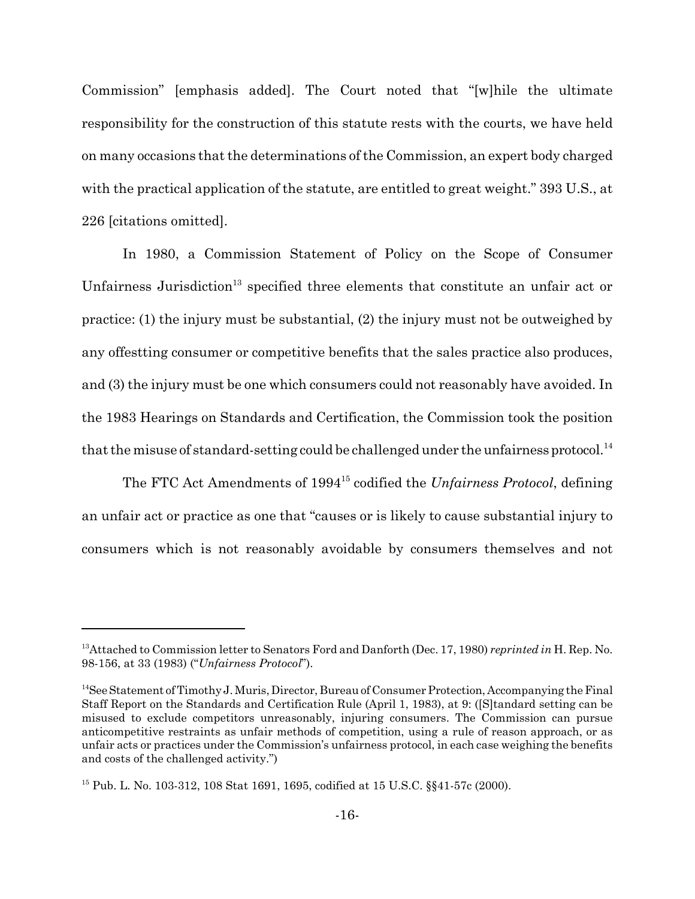Commission" [emphasis added]. The Court noted that "[w]hile the ultimate responsibility for the construction of this statute rests with the courts, we have held on many occasions that the determinations of the Commission, an expert body charged with the practical application of the statute, are entitled to great weight." 393 U.S., at 226 [citations omitted].

In 1980, a Commission Statement of Policy on the Scope of Consumer Unfairness Jurisdiction[13] specified three elements that constitute an unfair act or practice: (1) the injury must be substantial, (2) the injury must not be outweighed by any offestting consumer or competitive benefits that the sales practice also produces, and (3) the injury must be one which consumers could not reasonably have avoided. In the 1983 Hearings on Standards and Certification, the Commission took the position that the misuse of standard-setting could be challenged under the unfairness protocol.[14]

The FTC Act Amendments of 1994[15] codified the *Unfairness Protocol*, defining an unfair act or practice as one that "causes or is likely to cause substantial injury to consumers which is not reasonably avoidable by consumers themselves and not

---

[13] Attached to Commission letter to Senators Ford and Danforth (Dec. 17, 1980) *reprinted in* H. Rep. No. 98-156, at 33 (1983) ("*Unfairness Protocol*").

[14] See Statement of Timothy J. Muris, Director, Bureau of Consumer Protection, Accompanying the Final Staff Report on the Standards and Certification Rule (April 1, 1983), at 9: ([S]tandard setting can be misused to exclude competitors unreasonably, injuring consumers. The Commission can pursue anticompetitive restraints as unfair methods of competition, using a rule of reason approach, or as unfair acts or practices under the Commission's unfairness protocol, in each case weighing the benefits and costs of the challenged activity.")

[15] Pub. L. No. 103-312, 108 Stat 1691, 1695, codified at 15 U.S.C. §§41-57c (2000).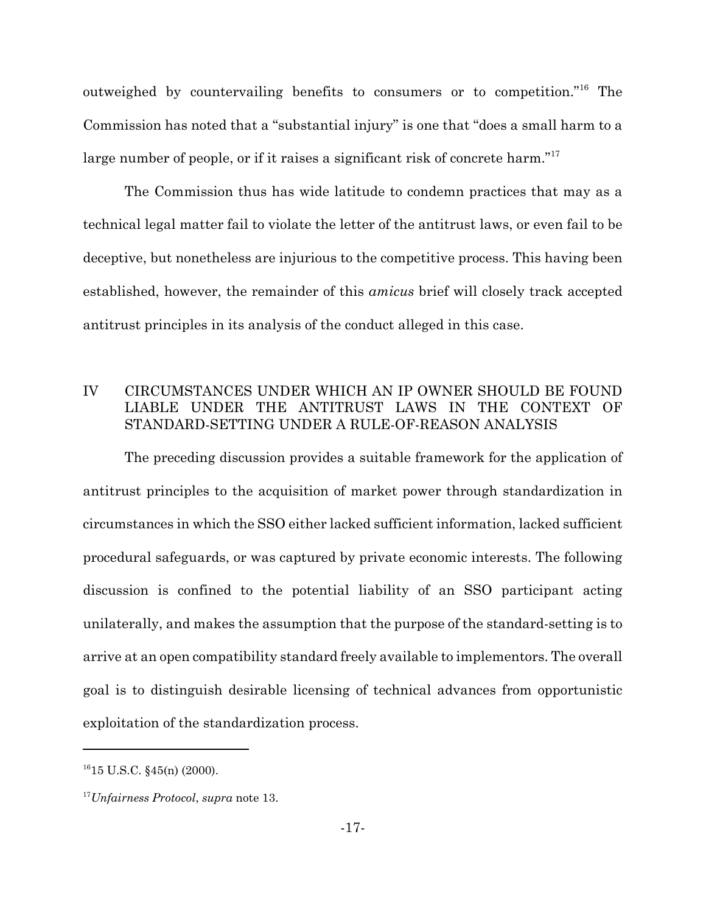outweighed by countervailing benefits to consumers or to competition."[16] The Commission has noted that a "substantial injury" is one that "does a small harm to a large number of people, or if it raises a significant risk of concrete harm."[17]

The Commission thus has wide latitude to condemn practices that may as a technical legal matter fail to violate the letter of the antitrust laws, or even fail to be deceptive, but nonetheless are injurious to the competitive process. This having been established, however, the remainder of this *amicus* brief will closely track accepted antitrust principles in its analysis of the conduct alleged in this case.

## IV CIRCUMSTANCES UNDER WHICH AN IP OWNER SHOULD BE FOUND LIABLE UNDER THE ANTITRUST LAWS IN THE CONTEXT OF STANDARD-SETTING UNDER A RULE-OF-REASON ANALYSIS

The preceding discussion provides a suitable framework for the application of antitrust principles to the acquisition of market power through standardization in circumstances in which the SSO either lacked sufficient information, lacked sufficient procedural safeguards, or was captured by private economic interests. The following discussion is confined to the potential liability of an SSO participant acting unilaterally, and makes the assumption that the purpose of the standard-setting is to arrive at an open compatibility standard freely available to implementors. The overall goal is to distinguish desirable licensing of technical advances from opportunistic exploitation of the standardization process.

---

[16] 15 U.S.C. §45(n) (2000).

[17] *Unfairness Protocol*, *supra* note 13.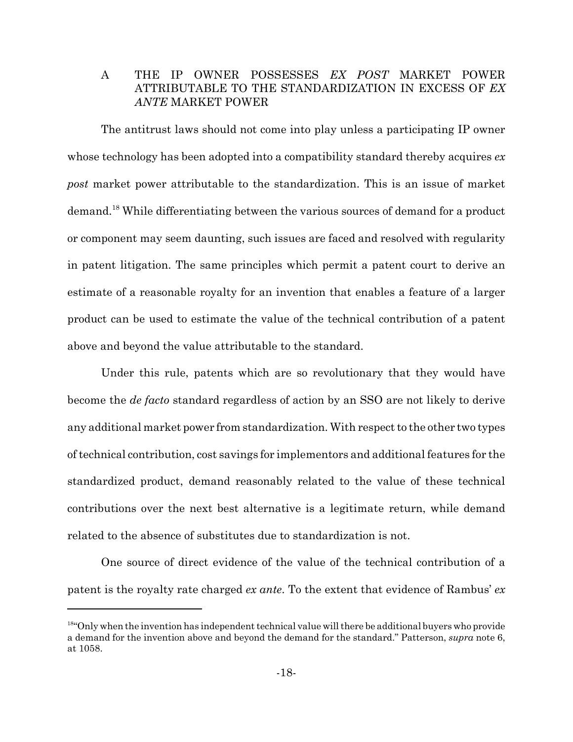## A THE IP OWNER POSSESSES *EX POST* MARKET POWER ATTRIBUTABLE TO THE STANDARDIZATION IN EXCESS OF *EX ANTE* MARKET POWER

The antitrust laws should not come into play unless a participating IP owner whose technology has been adopted into a compatibility standard thereby acquires *ex post* market power attributable to the standardization. This is an issue of market demand.[18] While differentiating between the various sources of demand for a product or component may seem daunting, such issues are faced and resolved with regularity in patent litigation. The same principles which permit a patent court to derive an estimate of a reasonable royalty for an invention that enables a feature of a larger product can be used to estimate the value of the technical contribution of a patent above and beyond the value attributable to the standard.

Under this rule, patents which are so revolutionary that they would have become the *de facto* standard regardless of action by an SSO are not likely to derive any additional market power from standardization. With respect to the other two types of technical contribution, cost savings for implementors and additional features for the standardized product, demand reasonably related to the value of these technical contributions over the next best alternative is a legitimate return, while demand related to the absence of substitutes due to standardization is not.

One source of direct evidence of the value of the technical contribution of a patent is the royalty rate charged *ex ante*. To the extent that evidence of Rambus' *ex*

---

[18] "Only when the invention has independent technical value will there be additional buyers who provide a demand for the invention above and beyond the demand for the standard." Patterson, *supra* note 6, at 1058.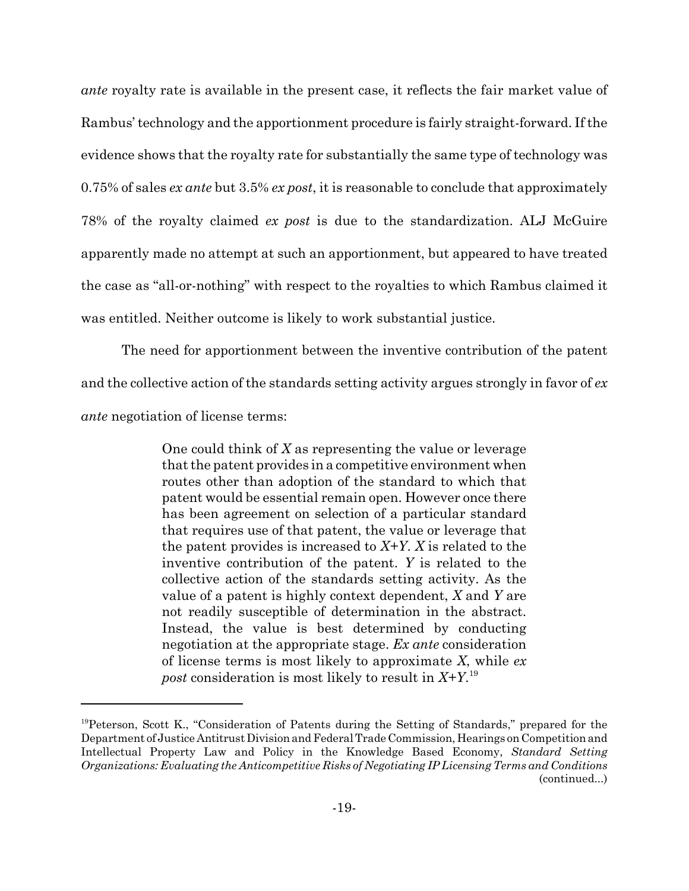*ante* royalty rate is available in the present case, it reflects the fair market value of Rambus' technology and the apportionment procedure is fairly straight-forward. If the evidence shows that the royalty rate for substantially the same type of technology was 0.75% of sales *ex ante* but 3.5% *ex post*, it is reasonable to conclude that approximately 78% of the royalty claimed *ex post* is due to the standardization. ALJ McGuire apparently made no attempt at such an apportionment, but appeared to have treated the case as "all-or-nothing" with respect to the royalties to which Rambus claimed it was entitled. Neither outcome is likely to work substantial justice.

The need for apportionment between the inventive contribution of the patent and the collective action of the standards setting activity argues strongly in favor of *ex ante* negotiation of license terms:

> One could think of $X$ as representing the value or leverage that the patent provides in a competitive environment when routes other than adoption of the standard to which that patent would be essential remain open. However once there has been agreement on selection of a particular standard that requires use of that patent, the value or leverage that the patent provides is increased to $X+Y$. $X$ is related to the inventive contribution of the patent. $Y$ is related to the collective action of the standards setting activity. As the value of a patent is highly context dependent, $X$ and $Y$ are not readily susceptible of determination in the abstract. Instead, the value is best determined by conducting negotiation at the appropriate stage. *Ex ante* consideration of license terms is most likely to approximate $X$, while *ex post* consideration is most likely to result in $X+Y$.[19]

[19] Peterson, Scott K., "Consideration of Patents during the Setting of Standards," prepared for the Department of Justice Antitrust Division and Federal Trade Commission, Hearings on Competition and Intellectual Property Law and Policy in the Knowledge Based Economy, *Standard Setting Organizations: Evaluating the Anticompetitive Risks of Negotiating IP Licensing Terms and Conditions* (continued...)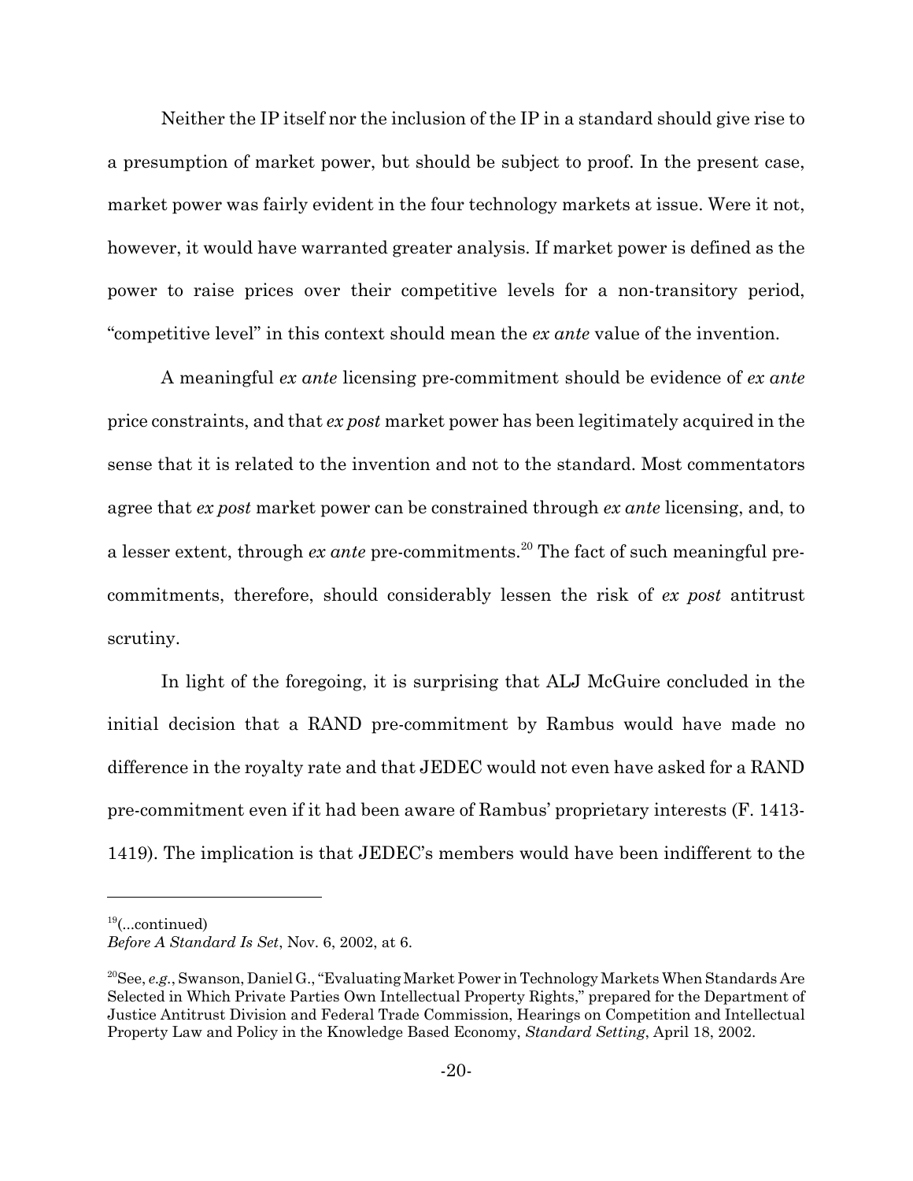Neither the IP itself nor the inclusion of the IP in a standard should give rise to a presumption of market power, but should be subject to proof. In the present case, market power was fairly evident in the four technology markets at issue. Were it not, however, it would have warranted greater analysis. If market power is defined as the power to raise prices over their competitive levels for a non-transitory period, "competitive level" in this context should mean the *ex ante* value of the invention.

A meaningful *ex ante* licensing pre-commitment should be evidence of *ex ante* price constraints, and that *ex post* market power has been legitimately acquired in the sense that it is related to the invention and not to the standard. Most commentators agree that *ex post* market power can be constrained through *ex ante* licensing, and, to a lesser extent, through *ex ante* pre-commitments.[20] The fact of such meaningful pre-commitments, therefore, should considerably lessen the risk of *ex post* antitrust scrutiny.

In light of the foregoing, it is surprising that ALJ McGuire concluded in the initial decision that a RAND pre-commitment by Rambus would have made no difference in the royalty rate and that JEDEC would not even have asked for a RAND pre-commitment even if it had been aware of Rambus' proprietary interests (F. 1413-1419). The implication is that JEDEC's members would have been indifferent to the

---

[19](...continued)
*Before A Standard Is Set*, Nov. 6, 2002, at 6.

[20]See, *e.g.*, Swanson, Daniel G., "Evaluating Market Power in Technology Markets When Standards Are Selected in Which Private Parties Own Intellectual Property Rights," prepared for the Department of Justice Antitrust Division and Federal Trade Commission, Hearings on Competition and Intellectual Property Law and Policy in the Knowledge Based Economy, *Standard Setting*, April 18, 2002.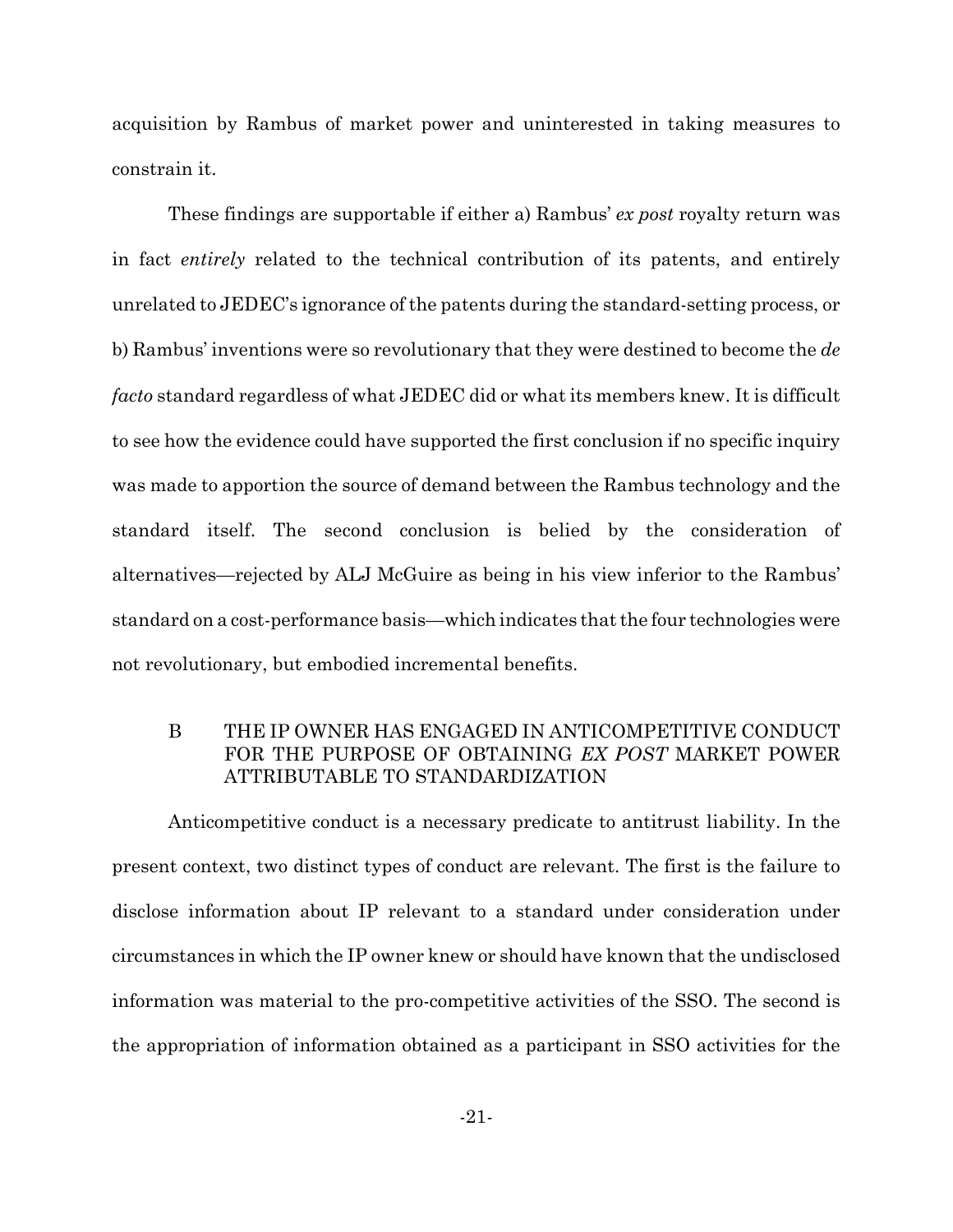acquisition by Rambus of market power and uninterested in taking measures to constrain it.

These findings are supportable if either a) Rambus' *ex post* royalty return was in fact *entirely* related to the technical contribution of its patents, and entirely unrelated to JEDEC's ignorance of the patents during the standard-setting process, or b) Rambus' inventions were so revolutionary that they were destined to become the *de facto* standard regardless of what JEDEC did or what its members knew. It is difficult to see how the evidence could have supported the first conclusion if no specific inquiry was made to apportion the source of demand between the Rambus technology and the standard itself. The second conclusion is belied by the consideration of alternatives—rejected by ALJ McGuire as being in his view inferior to the Rambus' standard on a cost-performance basis—which indicates that the four technologies were not revolutionary, but embodied incremental benefits.

## B THE IP OWNER HAS ENGAGED IN ANTICOMPETITIVE CONDUCT FOR THE PURPOSE OF OBTAINING *EX POST* MARKET POWER ATTRIBUTABLE TO STANDARDIZATION

Anticompetitive conduct is a necessary predicate to antitrust liability. In the present context, two distinct types of conduct are relevant. The first is the failure to disclose information about IP relevant to a standard under consideration under circumstances in which the IP owner knew or should have known that the undisclosed information was material to the pro-competitive activities of the SSO. The second is the appropriation of information obtained as a participant in SSO activities for the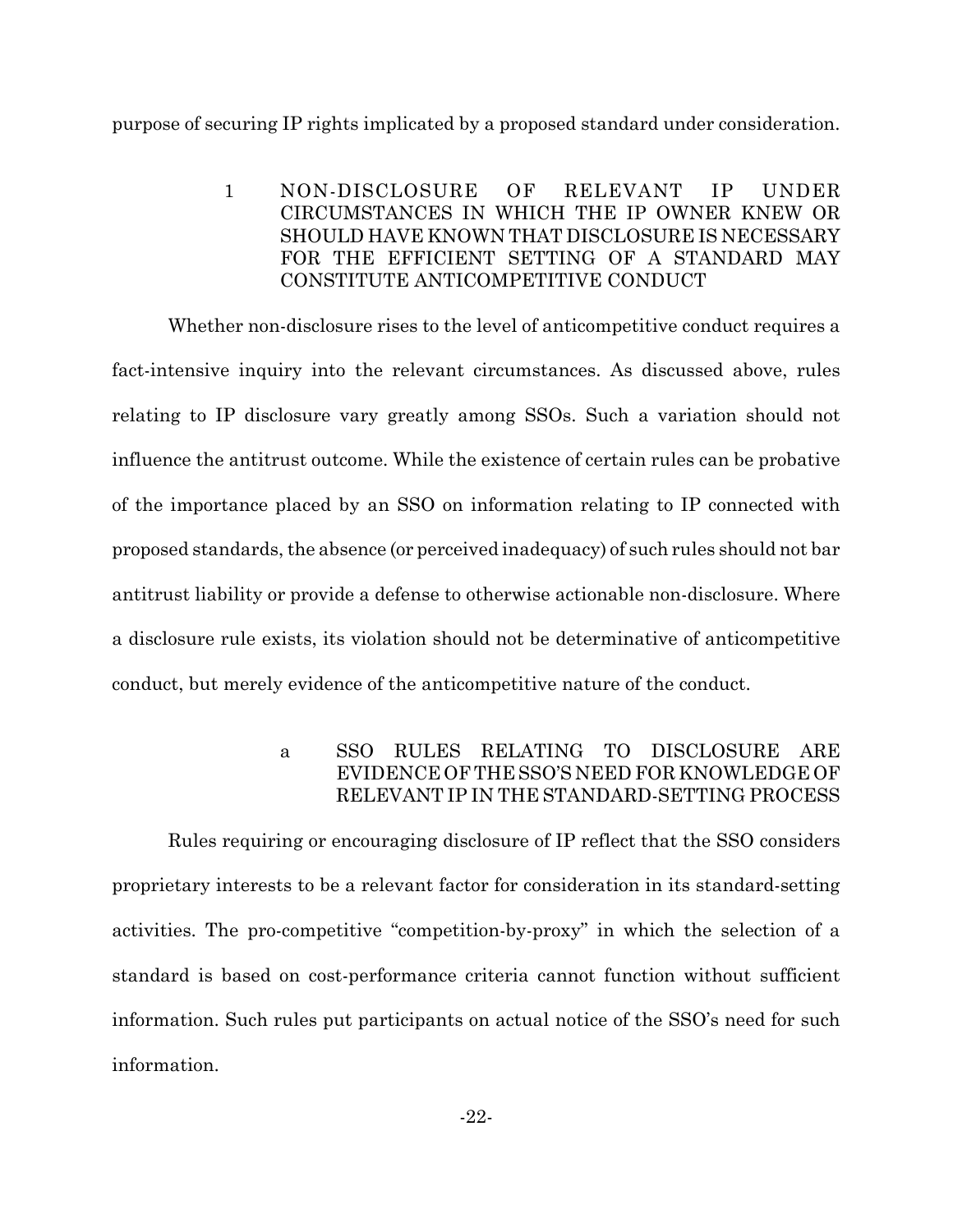purpose of securing IP rights implicated by a proposed standard under consideration.

### 1 NON-DISCLOSURE OF RELEVANT IP UNDER CIRCUMSTANCES IN WHICH THE IP OWNER KNEW OR SHOULD HAVE KNOWN THAT DISCLOSURE IS NECESSARY FOR THE EFFICIENT SETTING OF A STANDARD MAY CONSTITUTE ANTICOMPETITIVE CONDUCT

Whether non-disclosure rises to the level of anticompetitive conduct requires a fact-intensive inquiry into the relevant circumstances. As discussed above, rules relating to IP disclosure vary greatly among SSOs. Such a variation should not influence the antitrust outcome. While the existence of certain rules can be probative of the importance placed by an SSO on information relating to IP connected with proposed standards, the absence (or perceived inadequacy) of such rules should not bar antitrust liability or provide a defense to otherwise actionable non-disclosure. Where a disclosure rule exists, its violation should not be determinative of anticompetitive conduct, but merely evidence of the anticompetitive nature of the conduct.

#### a SSO RULES RELATING TO DISCLOSURE ARE EVIDENCE OF THE SSO'S NEED FOR KNOWLEDGE OF RELEVANT IP IN THE STANDARD-SETTING PROCESS

Rules requiring or encouraging disclosure of IP reflect that the SSO considers proprietary interests to be a relevant factor for consideration in its standard-setting activities. The pro-competitive "competition-by-proxy" in which the selection of a standard is based on cost-performance criteria cannot function without sufficient information. Such rules put participants on actual notice of the SSO's need for such information.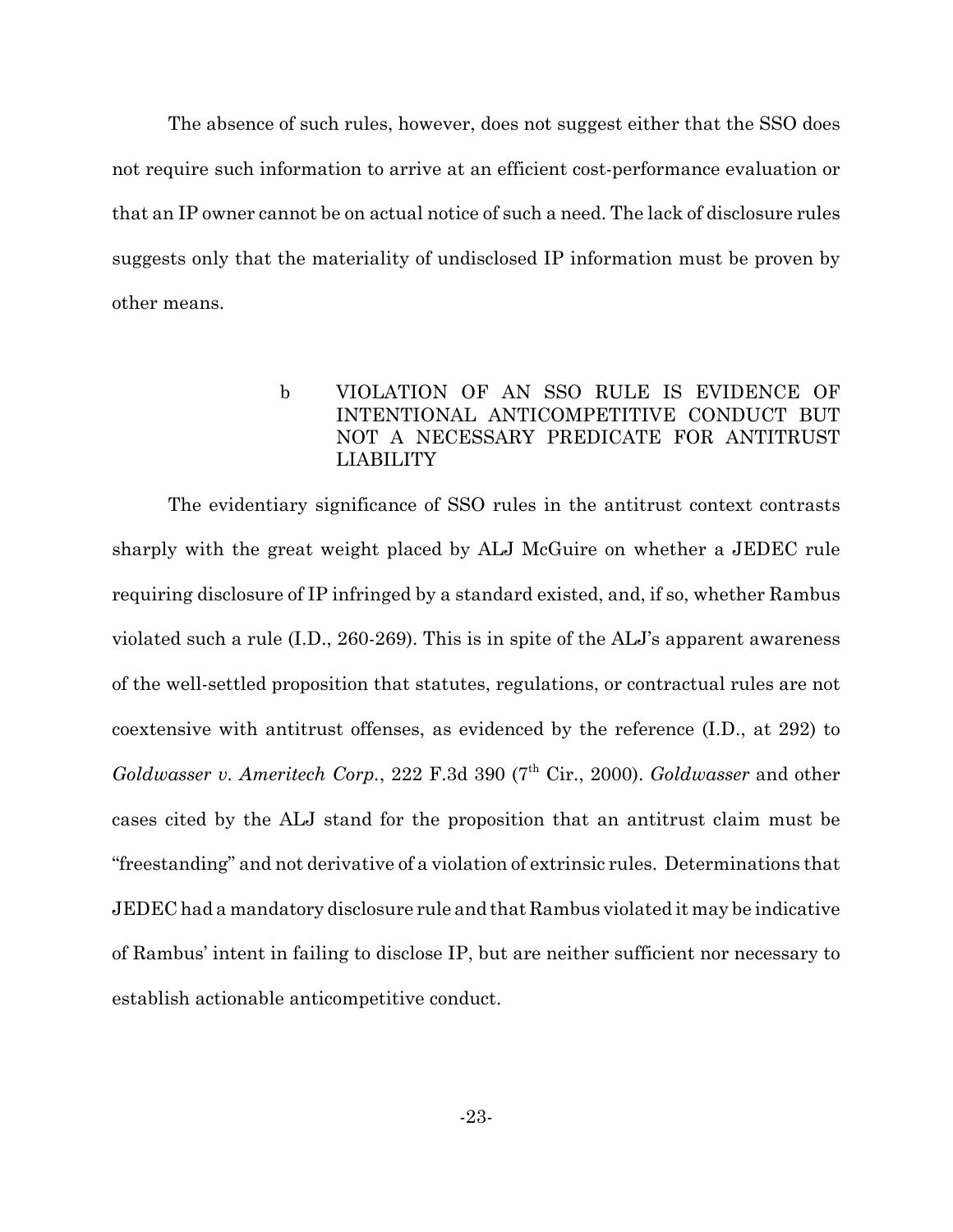The absence of such rules, however, does not suggest either that the SSO does not require such information to arrive at an efficient cost-performance evaluation or that an IP owner cannot be on actual notice of such a need. The lack of disclosure rules suggests only that the materiality of undisclosed IP information must be proven by other means.

#### b VIOLATION OF AN SSO RULE IS EVIDENCE OF INTENTIONAL ANTICOMPETITIVE CONDUCT BUT NOT A NECESSARY PREDICATE FOR ANTITRUST LIABILITY

The evidentiary significance of SSO rules in the antitrust context contrasts sharply with the great weight placed by ALJ McGuire on whether a JEDEC rule requiring disclosure of IP infringed by a standard existed, and, if so, whether Rambus violated such a rule (I.D., 260-269). This is in spite of the ALJ's apparent awareness of the well-settled proposition that statutes, regulations, or contractual rules are not coextensive with antitrust offenses, as evidenced by the reference (I.D., at 292) to *Goldwasser v. Ameritech Corp.*, 222 F.3d 390 (7th Cir., 2000). *Goldwasser* and other cases cited by the ALJ stand for the proposition that an antitrust claim must be "freestanding" and not derivative of a violation of extrinsic rules. Determinations that JEDEC had a mandatory disclosure rule and that Rambus violated it may be indicative of Rambus' intent in failing to disclose IP, but are neither sufficient nor necessary to establish actionable anticompetitive conduct.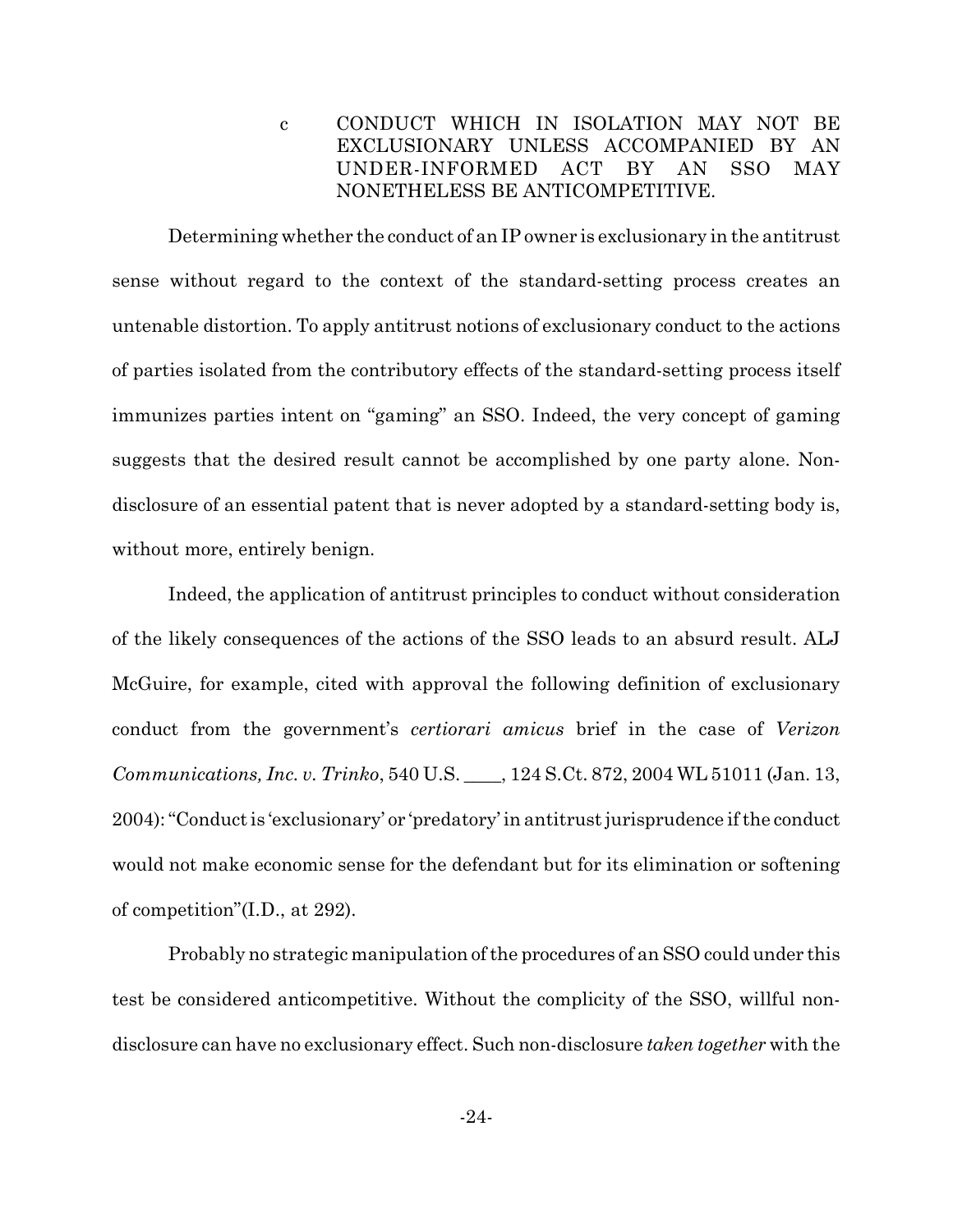### c CONDUCT WHICH IN ISOLATION MAY NOT BE EXCLUSIONARY UNLESS ACCOMPANIED BY AN UNDER-INFORMED ACT BY AN SSO MAY NONETHELESS BE ANTICOMPETITIVE.

Determining whether the conduct of an IP owner is exclusionary in the antitrust sense without regard to the context of the standard-setting process creates an untenable distortion. To apply antitrust notions of exclusionary conduct to the actions of parties isolated from the contributory effects of the standard-setting process itself immunizes parties intent on "gaming" an SSO. Indeed, the very concept of gaming suggests that the desired result cannot be accomplished by one party alone. Non-disclosure of an essential patent that is never adopted by a standard-setting body is, without more, entirely benign.

Indeed, the application of antitrust principles to conduct without consideration of the likely consequences of the actions of the SSO leads to an absurd result. ALJ McGuire, for example, cited with approval the following definition of exclusionary conduct from the government's *certiorari amicus* brief in the case of *Verizon Communications, Inc. v. Trinko*, 540 U.S. ____, 124 S.Ct. 872, 2004 WL 51011 (Jan. 13, 2004): "Conduct is 'exclusionary' or 'predatory' in antitrust jurisprudence if the conduct would not make economic sense for the defendant but for its elimination or softening of competition"(I.D., at 292).

Probably no strategic manipulation of the procedures of an SSO could under this test be considered anticompetitive. Without the complicity of the SSO, willful non-disclosure can have no exclusionary effect. Such non-disclosure *taken together* with the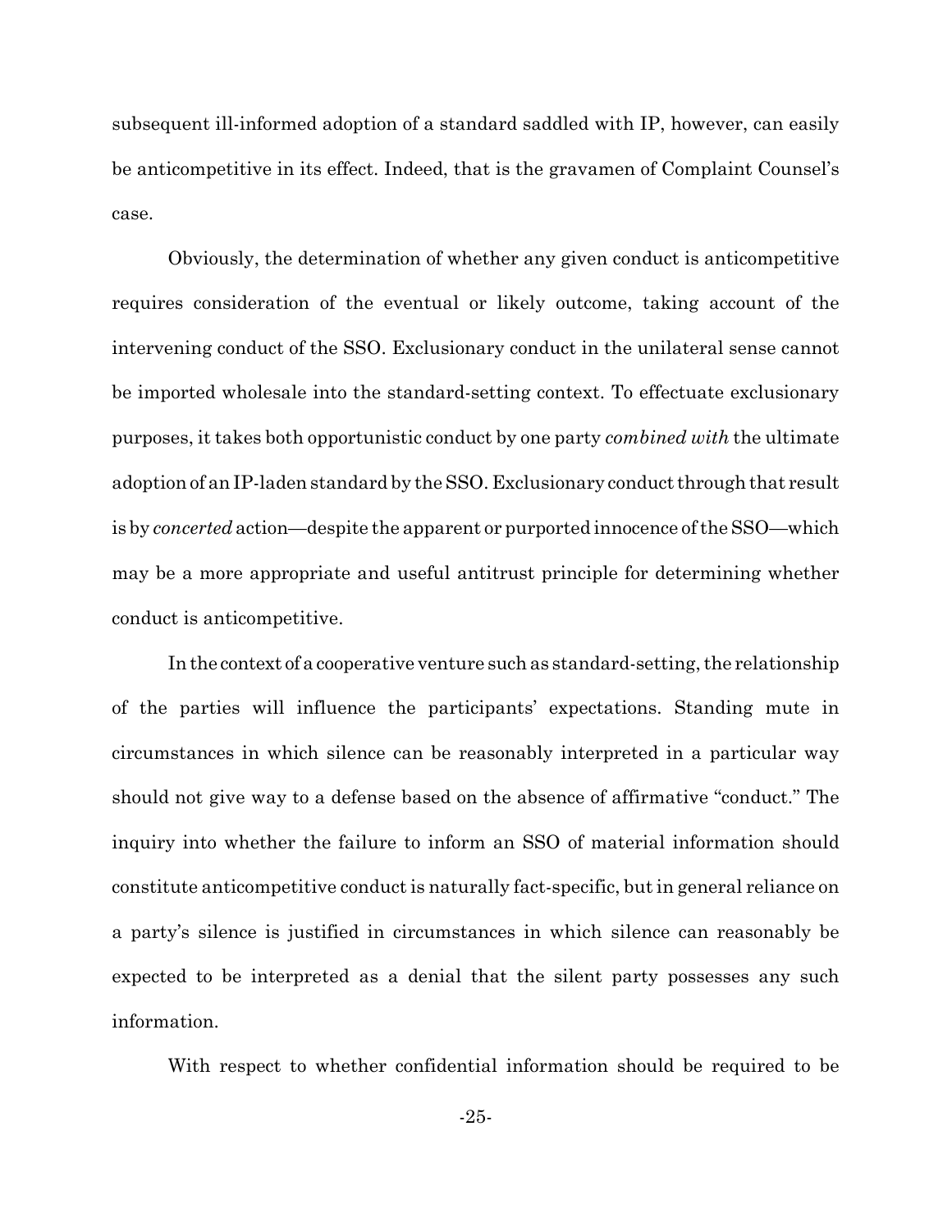subsequent ill-informed adoption of a standard saddled with IP, however, can easily be anticompetitive in its effect. Indeed, that is the gravamen of Complaint Counsel's case.

Obviously, the determination of whether any given conduct is anticompetitive requires consideration of the eventual or likely outcome, taking account of the intervening conduct of the SSO. Exclusionary conduct in the unilateral sense cannot be imported wholesale into the standard-setting context. To effectuate exclusionary purposes, it takes both opportunistic conduct by one party *combined with* the ultimate adoption of an IP-laden standard by the SSO. Exclusionary conduct through that result is by *concerted* action—despite the apparent or purported innocence of the SSO—which may be a more appropriate and useful antitrust principle for determining whether conduct is anticompetitive.

In the context of a cooperative venture such as standard-setting, the relationship of the parties will influence the participants' expectations. Standing mute in circumstances in which silence can be reasonably interpreted in a particular way should not give way to a defense based on the absence of affirmative "conduct." The inquiry into whether the failure to inform an SSO of material information should constitute anticompetitive conduct is naturally fact-specific, but in general reliance on a party's silence is justified in circumstances in which silence can reasonably be expected to be interpreted as a denial that the silent party possesses any such information.

With respect to whether confidential information should be required to be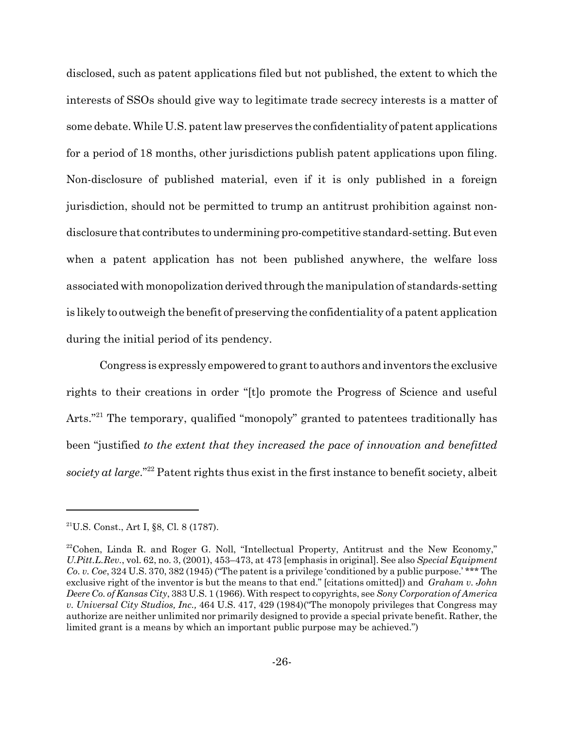disclosed, such as patent applications filed but not published, the extent to which the interests of SSOs should give way to legitimate trade secrecy interests is a matter of some debate. While U.S. patent law preserves the confidentiality of patent applications for a period of 18 months, other jurisdictions publish patent applications upon filing. Non-disclosure of published material, even if it is only published in a foreign jurisdiction, should not be permitted to trump an antitrust prohibition against non-disclosure that contributes to undermining pro-competitive standard-setting. But even when a patent application has not been published anywhere, the welfare loss associated with monopolization derived through the manipulation of standards-setting is likely to outweigh the benefit of preserving the confidentiality of a patent application during the initial period of its pendency.

Congress is expressly empowered to grant to authors and inventors the exclusive rights to their creations in order "[t]o promote the Progress of Science and useful Arts."[21] The temporary, qualified "monopoly" granted to patentees traditionally has been "justified *to the extent that they increased the pace of innovation and benefitted society at large*."[22] Patent rights thus exist in the first instance to benefit society, albeit

---

[21]U.S. Const., Art I, §8, Cl. 8 (1787).

[22]Cohen, Linda R. and Roger G. Noll, "Intellectual Property, Antitrust and the New Economy," *U.Pitt.L.Rev.*, vol. 62, no. 3, (2001), 453–473, at 473 [emphasis in original]. See also *Special Equipment Co. v. Coe*, 324 U.S. 370, 382 (1945) ("The patent is a privilege 'conditioned by a public purpose.' *** The exclusive right of the inventor is but the means to that end." [citations omitted]) and *Graham v. John Deere Co. of Kansas City*, 383 U.S. 1 (1966). With respect to copyrights, see *Sony Corporation of America v. Universal City Studios, Inc.,* 464 U.S. 417, 429 (1984)("The monopoly privileges that Congress may authorize are neither unlimited nor primarily designed to provide a special private benefit. Rather, the limited grant is a means by which an important public purpose may be achieved.")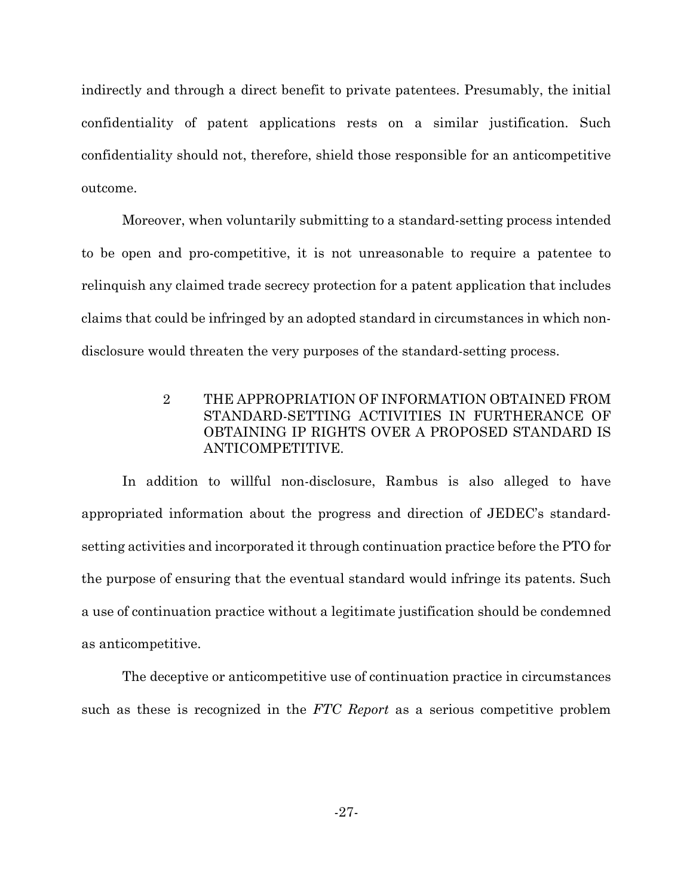indirectly and through a direct benefit to private patentees. Presumably, the initial confidentiality of patent applications rests on a similar justification. Such confidentiality should not, therefore, shield those responsible for an anticompetitive outcome.

Moreover, when voluntarily submitting to a standard-setting process intended to be open and pro-competitive, it is not unreasonable to require a patentee to relinquish any claimed trade secrecy protection for a patent application that includes claims that could be infringed by an adopted standard in circumstances in which non-disclosure would threaten the very purposes of the standard-setting process.

### 2 THE APPROPRIATION OF INFORMATION OBTAINED FROM STANDARD-SETTING ACTIVITIES IN FURTHERANCE OF OBTAINING IP RIGHTS OVER A PROPOSED STANDARD IS ANTICOMPETITIVE.

In addition to willful non-disclosure, Rambus is also alleged to have appropriated information about the progress and direction of JEDEC's standard-setting activities and incorporated it through continuation practice before the PTO for the purpose of ensuring that the eventual standard would infringe its patents. Such a use of continuation practice without a legitimate justification should be condemned as anticompetitive.

The deceptive or anticompetitive use of continuation practice in circumstances such as these is recognized in the *FTC Report* as a serious competitive problem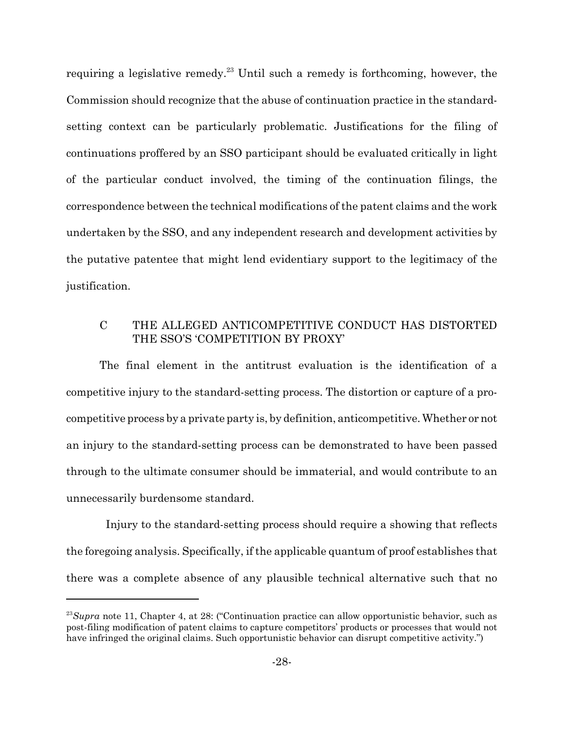requiring a legislative remedy.[23] Until such a remedy is forthcoming, however, the Commission should recognize that the abuse of continuation practice in the standard-setting context can be particularly problematic. Justifications for the filing of continuations proffered by an SSO participant should be evaluated critically in light of the particular conduct involved, the timing of the continuation filings, the correspondence between the technical modifications of the patent claims and the work undertaken by the SSO, and any independent research and development activities by the putative patentee that might lend evidentiary support to the legitimacy of the justification.

### C THE ALLEGED ANTICOMPETITIVE CONDUCT HAS DISTORTED THE SSO'S 'COMPETITION BY PROXY'

The final element in the antitrust evaluation is the identification of a competitive injury to the standard-setting process. The distortion or capture of a pro-competitive process by a private party is, by definition, anticompetitive. Whether or not an injury to the standard-setting process can be demonstrated to have been passed through to the ultimate consumer should be immaterial, and would contribute to an unnecessarily burdensome standard.

Injury to the standard-setting process should require a showing that reflects the foregoing analysis. Specifically, if the applicable quantum of proof establishes that there was a complete absence of any plausible technical alternative such that no

---

[23] *Supra* note 11, Chapter 4, at 28: ("Continuation practice can allow opportunistic behavior, such as post-filing modification of patent claims to capture competitors' products or processes that would not have infringed the original claims. Such opportunistic behavior can disrupt competitive activity.")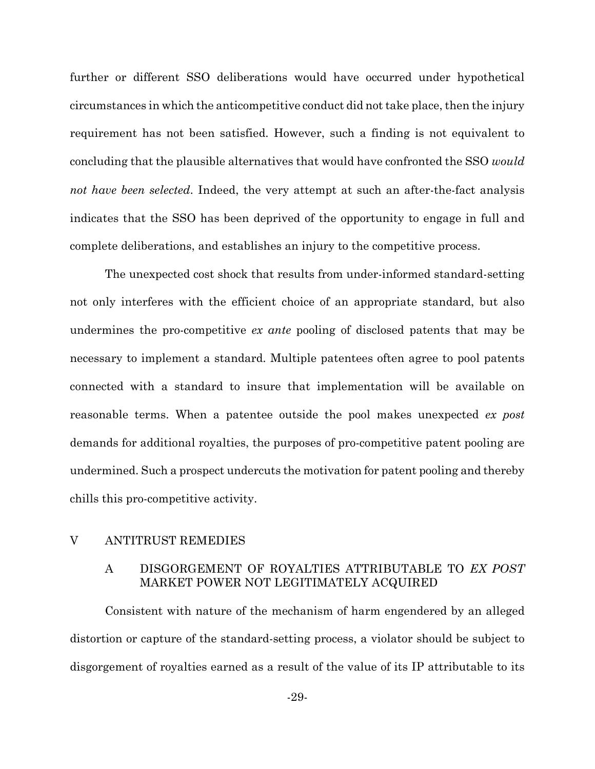further or different SSO deliberations would have occurred under hypothetical circumstances in which the anticompetitive conduct did not take place, then the injury requirement has not been satisfied. However, such a finding is not equivalent to concluding that the plausible alternatives that would have confronted the SSO *would not have been selected*. Indeed, the very attempt at such an after-the-fact analysis indicates that the SSO has been deprived of the opportunity to engage in full and complete deliberations, and establishes an injury to the competitive process.

The unexpected cost shock that results from under-informed standard-setting not only interferes with the efficient choice of an appropriate standard, but also undermines the pro-competitive *ex ante* pooling of disclosed patents that may be necessary to implement a standard. Multiple patentees often agree to pool patents connected with a standard to insure that implementation will be available on reasonable terms. When a patentee outside the pool makes unexpected *ex post* demands for additional royalties, the purposes of pro-competitive patent pooling are undermined. Such a prospect undercuts the motivation for patent pooling and thereby chills this pro-competitive activity.

# V ANTITRUST REMEDIES

## A DISGORGEMENT OF ROYALTIES ATTRIBUTABLE TO *EX POST* MARKET POWER NOT LEGITIMATELY ACQUIRED

Consistent with nature of the mechanism of harm engendered by an alleged distortion or capture of the standard-setting process, a violator should be subject to disgorgement of royalties earned as a result of the value of its IP attributable to its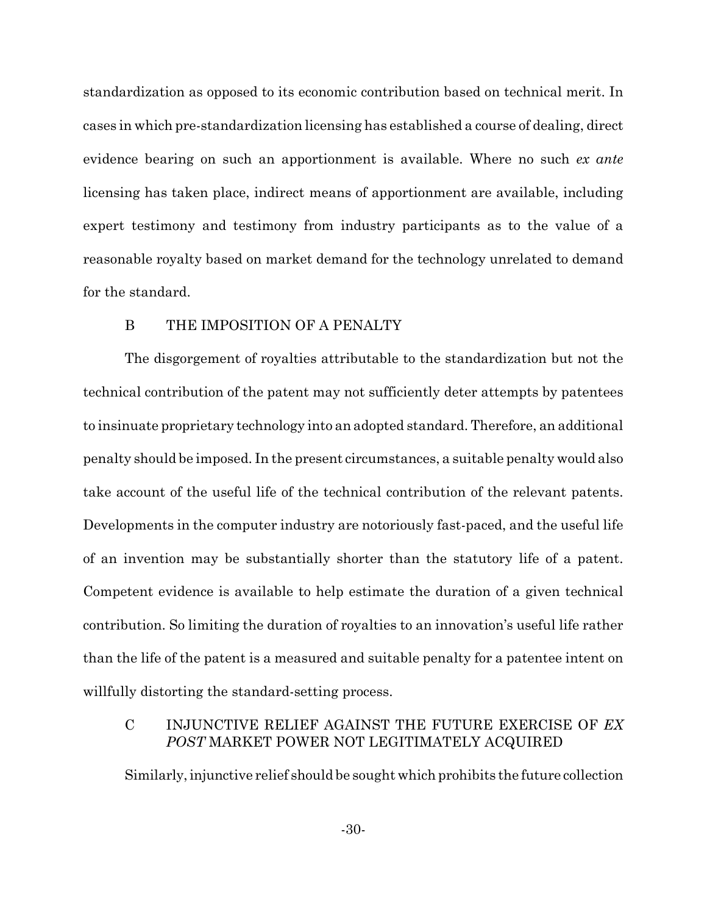standardization as opposed to its economic contribution based on technical merit. In cases in which pre-standardization licensing has established a course of dealing, direct evidence bearing on such an apportionment is available. Where no such *ex ante* licensing has taken place, indirect means of apportionment are available, including expert testimony and testimony from industry participants as to the value of a reasonable royalty based on market demand for the technology unrelated to demand for the standard.

### B THE IMPOSITION OF A PENALTY

The disgorgement of royalties attributable to the standardization but not the technical contribution of the patent may not sufficiently deter attempts by patentees to insinuate proprietary technology into an adopted standard. Therefore, an additional penalty should be imposed. In the present circumstances, a suitable penalty would also take account of the useful life of the technical contribution of the relevant patents. Developments in the computer industry are notoriously fast-paced, and the useful life of an invention may be substantially shorter than the statutory life of a patent. Competent evidence is available to help estimate the duration of a given technical contribution. So limiting the duration of royalties to an innovation's useful life rather than the life of the patent is a measured and suitable penalty for a patentee intent on willfully distorting the standard-setting process.

### C INJUNCTIVE RELIEF AGAINST THE FUTURE EXERCISE OF *EX POST* MARKET POWER NOT LEGITIMATELY ACQUIRED

Similarly, injunctive relief should be sought which prohibits the future collection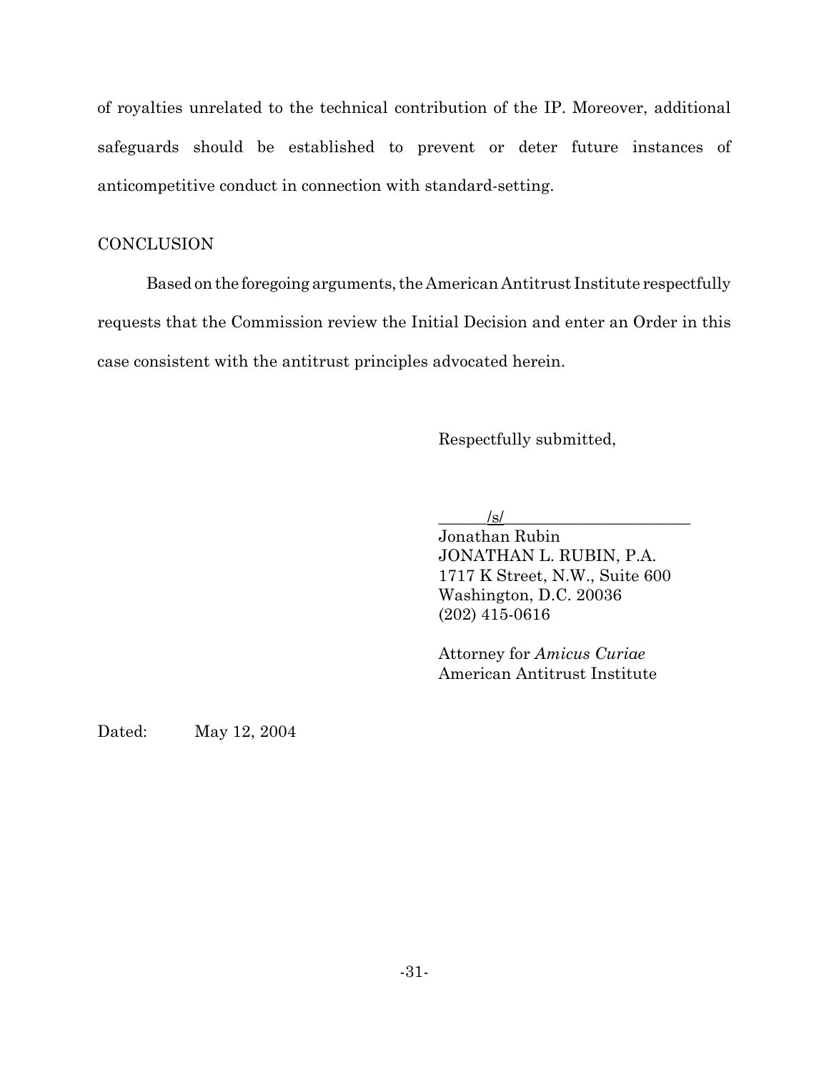of royalties unrelated to the technical contribution of the IP. Moreover, additional safeguards should be established to prevent or deter future instances of anticompetitive conduct in connection with standard-setting.

## CONCLUSION

Based on the foregoing arguments, the American Antitrust Institute respectfully requests that the Commission review the Initial Decision and enter an Order in this case consistent with the antitrust principles advocated herein.

Respectfully submitted,

/s/

Jonathan Rubin
JONATHAN L. RUBIN, P.A.
1717 K Street, N.W., Suite 600
Washington, D.C. 20036
(202) 415-0616

Attorney for *Amicus Curiae*
American Antitrust Institute

Dated: May 12, 2004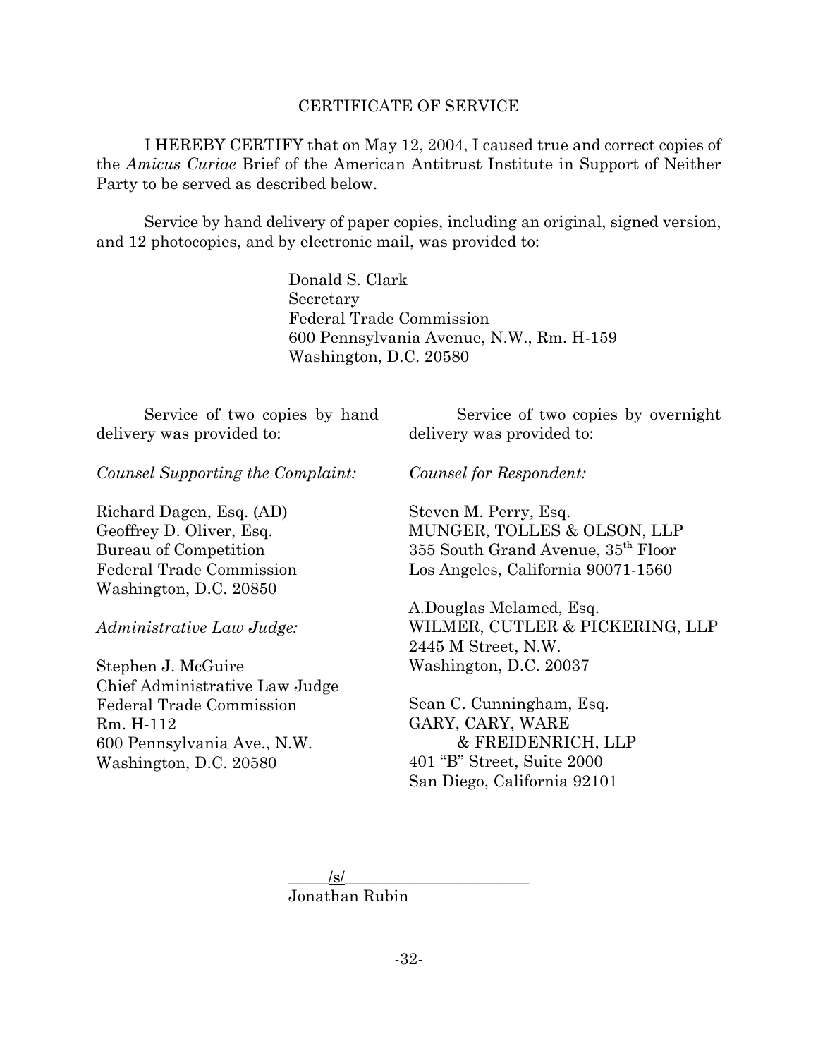# CERTIFICATE OF SERVICE

I HEREBY CERTIFY that on May 12, 2004, I caused true and correct copies of the *Amicus Curiae* Brief of the American Antitrust Institute in Support of Neither Party to be served as described below.

Service by hand delivery of paper copies, including an original, signed version, and 12 photocopies, and by electronic mail, was provided to:

Donald S. Clark
Secretary
Federal Trade Commission
600 Pennsylvania Avenue, N.W., Rm. H-159
Washington, D.C. 20580

Service of two copies by hand delivery was provided to:

*Counsel Supporting the Complaint:*

Richard Dagen, Esq. (AD)
Geoffrey D. Oliver, Esq.
Bureau of Competition
Federal Trade Commission
Washington, D.C. 20850

*Administrative Law Judge:*

Stephen J. McGuire
Chief Administrative Law Judge
Federal Trade Commission
Rm. H-112
600 Pennsylvania Ave., N.W.
Washington, D.C. 20580

Service of two copies by overnight delivery was provided to:

*Counsel for Respondent:*

Steven M. Perry, Esq.
MUNGER, TOLLES & OLSON, LLP
355 South Grand Avenue, 35th Floor
Los Angeles, California 90071-1560

A.Douglas Melamed, Esq.
WILMER, CUTLER & PICKERING, LLP
2445 M Street, N.W.
Washington, D.C. 20037

Sean C. Cunningham, Esq.
GARY, CARY, WARE
& FREIDENRICH, LLP
401 "B" Street, Suite 2000
San Diego, California 92101

/s/
Jonathan Rubin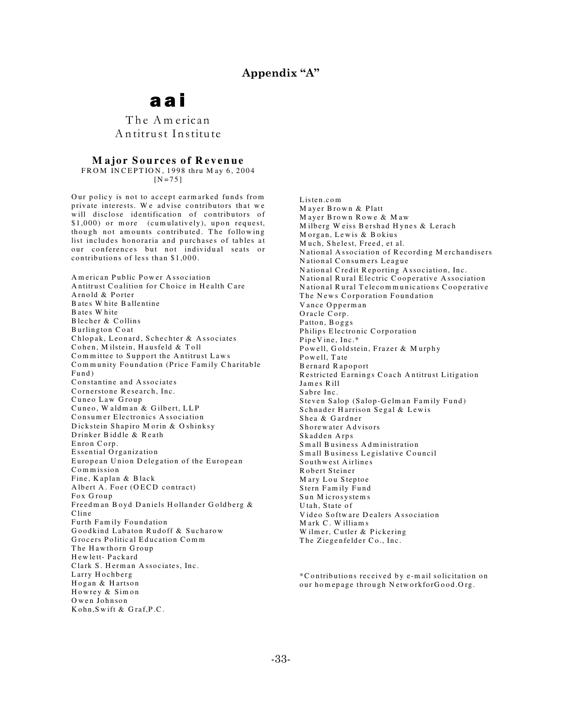## Appendix "A"

**aai**

The American Antitrust Institute

### Major Sources of Revenue

FROM INCEPTION, 1998 thru May 6, 2004
[N=75]

Our policy is not to accept earmarked funds from private interests. We advise contributors that we will disclose identification of contributors of $1,000) or more (cumulatively), upon request, though not amounts contributed. The following list includes honoraria and purchases of tables at our conferences but not individual seats or contributions of less than $1,000.

American Public Power Association
Antitrust Coalition for Choice in Health Care
Arnold & Porter
Bates White Ballentine
Bates White
Blecher & Collins
Burlington Coat
Chlopak, Leonard, Schechter & Associates
Cohen, Milstein, Hausfeld & Toll
Committee to Support the Antitrust Laws
Community Foundation (Price Family Charitable Fund)
Constantine and Associates
Cornerstone Research, Inc.
Cuneo Law Group
Cuneo, Waldman & Gilbert, LLP
Consumer Electronics Association
Dickstein Shapiro Morin & Oshinksy
Drinker Biddle & Reath
Enron Corp.
Essential Organization
European Union Delegation of the European Commission
Fine, Kaplan & Black
Albert A. Foer (OECD contract)
Fox Group
Freedman Boyd Daniels Hollander Goldberg & Cline
Furth Family Foundation
Goodkind Labaton Rudoff & Sucharow
Grocers Political Education Comm
The Hawthorn Group
Hewlett- Packard
Clark S. Herman Associates, Inc.
Larry Hochberg
Hogan & Hartson
Howrey & Simon
Owen Johnson
Kohn,Swift & Graf,P.C.
Listen.com
Mayer Brown & Platt
Mayer Brown Rowe & Maw
Milberg Weiss Bershad Hynes & Lerach
Morgan, Lewis & Bokius
Much, Shelest, Freed, et al.
National Association of Recording Merchandisers
National Consumers League
National Credit Reporting Association, Inc.
National Rural Electric Cooperative Association
National Rural Telecommunications Cooperative
The News Corporation Foundation
Vance Opperman
Oracle Corp.
Patton, Boggs
Philips Electronic Corporation
PipeVine, Inc.*
Powell, Goldstein, Frazer & Murphy
Powell, Tate
Bernard Rapoport
Restricted Earnings Coach Antitrust Litigation
James Rill
Sabre Inc.
Steven Salop (Salop-Gelman Family Fund)
Schnader Harrison Segal & Lewis
Shea & Gardner
Shorewater Advisors
Skadden Arps
Small Business Administration
Small Business Legislative Council
Southwest Airlines
Robert Steiner
Mary Lou Steptoe
Stern Family Fund
Sun Microsystems
Utah, State of
Video Software Dealers Association
Mark C. Williams
Wilmer, Cutler & Pickering
The Ziegenfelder Co., Inc.

*Contributions received by e-mail solicitation on our homepage through NetworkforGood.Org.